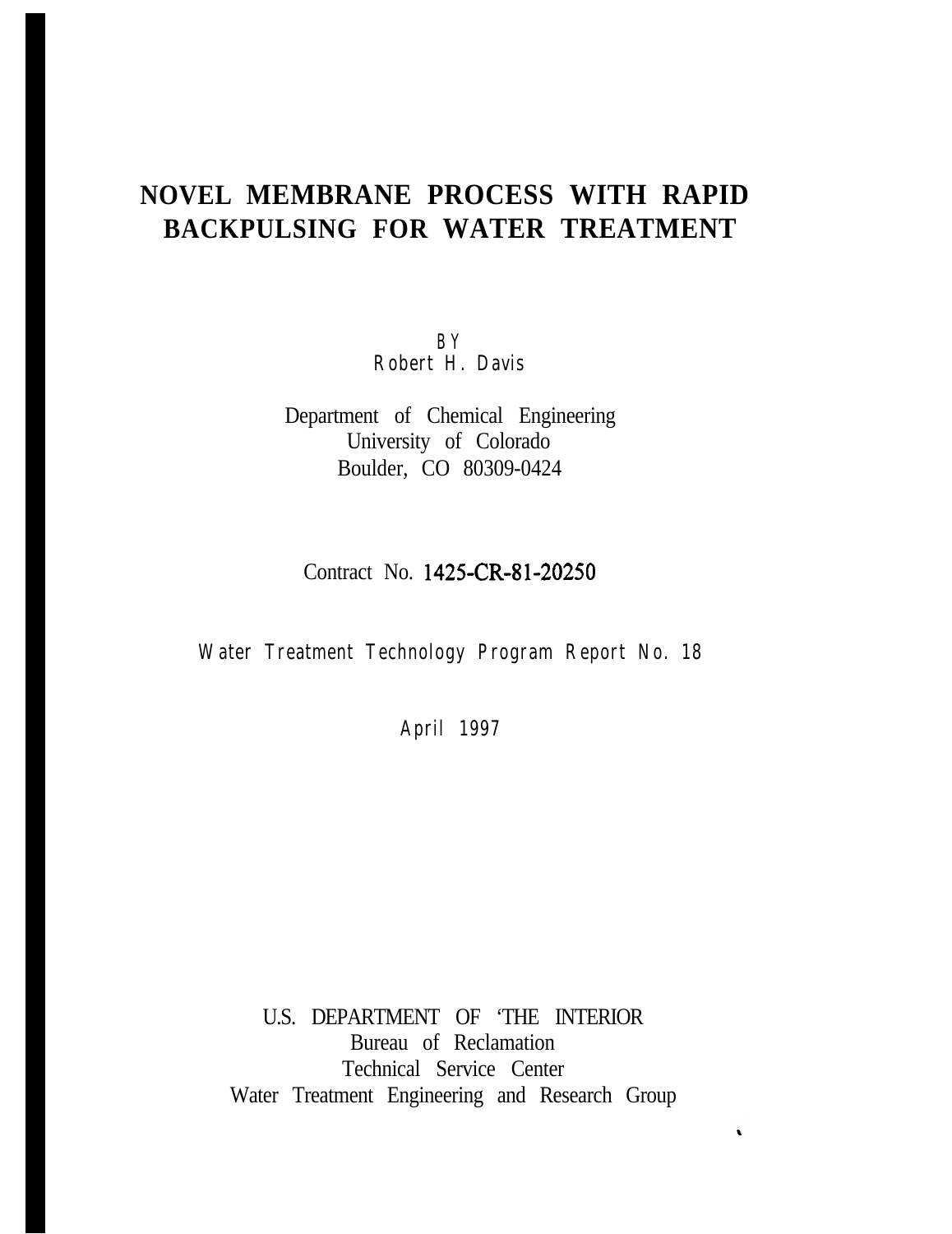# NOVEL MEMBRANE PROCESS WITH RAPID BACKPULSING FOR WATER TREATMENT

BY
Robert H. Davis

Department of Chemical Engineering
University of Colorado
Boulder, CO 80309-0424

Contract No. 1425-CR-81-20250

Water Treatment Technology Program Report No. 18

April 1997

U.S. DEPARTMENT OF 'THE INTERIOR
Bureau of Reclamation
Technical Service Center
Water Treatment Engineering and Research Group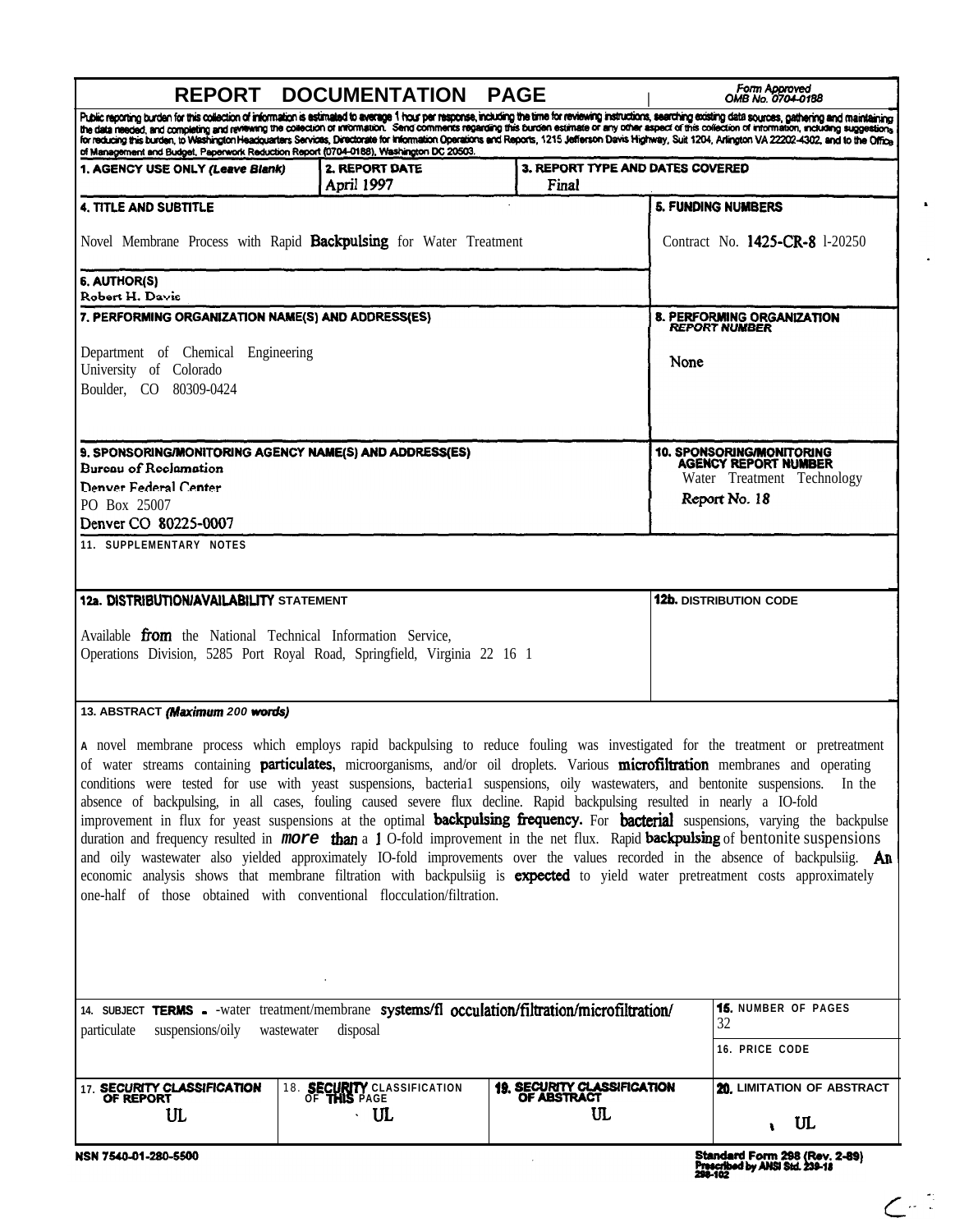# REPORT DOCUMENTATION PAGE

*Form Approved*
*OMB No. 0704-0188*

Public reporting burden for this collection of information is estimated to average 1 hour per response, including the time for reviewing instructions, searching existing data sources, gathering and maintaining the data needed, and completing and reviewing the collection of information. Send comments regarding this burden estimate or any other aspect of this collection of information, including suggestions for reducing this burden, to Washington Headquarters Services, Directorate for Information Operations and Reports, 1215 Jefferson Davis Highway, Suit 1204, Arlington VA 22202-4302, and to the Office of Management and Budget, Paperwork Reduction Report (0704-0188), Washington DC 20503.

| 1. AGENCY USE ONLY (Leave Blank) | 2. REPORT DATE | 3. REPORT TYPE AND DATES COVERED |
|---|---|---|
| | April 1997 | Final |

**4. TITLE AND SUBTITLE**

Novel Membrane Process with Rapid Backpulsing for Water Treatment

**5. FUNDING NUMBERS**

Contract No. 1425-CR-8 l-20250

**6. AUTHOR(S)**

Robert H. Davis

**7. PERFORMING ORGANIZATION NAME(S) AND ADDRESS(ES)**

Department of Chemical Engineering
University of Colorado
Boulder, CO 80309-0424

**8. PERFORMING ORGANIZATION REPORT NUMBER**

None

**9. SPONSORING/MONITORING AGENCY NAME(S) AND ADDRESS(ES)**

Bureau of Reclamation
Denver Federal Center
PO Box 25007
Denver CO 80225-0007

**10. SPONSORING/MONITORING AGENCY REPORT NUMBER**

Water Treatment Technology
Report No. 18

**11. SUPPLEMENTARY NOTES**

**12a. DISTRIBUTION/AVAILABILITY STATEMENT**

Available from the National Technical Information Service,
Operations Division, 5285 Port Royal Road, Springfield, Virginia 22 16 1

**12b. DISTRIBUTION CODE**

**13. ABSTRACT (Maximum 200 words)**

A novel membrane process which employs rapid backpulsing to reduce fouling was investigated for the treatment or pretreatment of water streams containing particulates, microorganisms, and/or oil droplets. Various microfiltration membranes and operating conditions were tested for use with yeast suspensions, bacteria1 suspensions, oily wastewaters, and bentonite suspensions. In the absence of backpulsing, in all cases, fouling caused severe flux decline. Rapid backpulsing resulted in nearly a IO-fold improvement in flux for yeast suspensions at the optimal backpulsing frequency. For bacterial suspensions, varying the backpulse duration and frequency resulted in more than a 1 O-fold improvement in the net flux. Rapid backpulsing of bentonite suspensions and oily wastewater also yielded approximately IO-fold improvements over the values recorded in the absence of backpulsiig. An economic analysis shows that membrane filtration with backpulsiig is expected to yield water pretreatment costs approximately one-half of those obtained with conventional flocculation/filtration.

**14. SUBJECT TERMS** - -water treatment/membrane systems/fl occulation/filtration/microfiltration/ particulate suspensions/oily wastewater disposal

**15. NUMBER OF PAGES**

32

**16. PRICE CODE**

| 17. SECURITY CLASSIFICATION OF REPORT | 18. SECURITY CLASSIFICATION OF THIS PAGE | 19. SECURITY CLASSIFICATION OF ABSTRACT | 20. LIMITATION OF ABSTRACT |
|---|---|---|---|
| UL | UL | UL | UL |

NSN 7540-01-280-5500

Standard Form 298 (Rev. 2-89)
Prescribed by ANSI Std. 239-18
298-102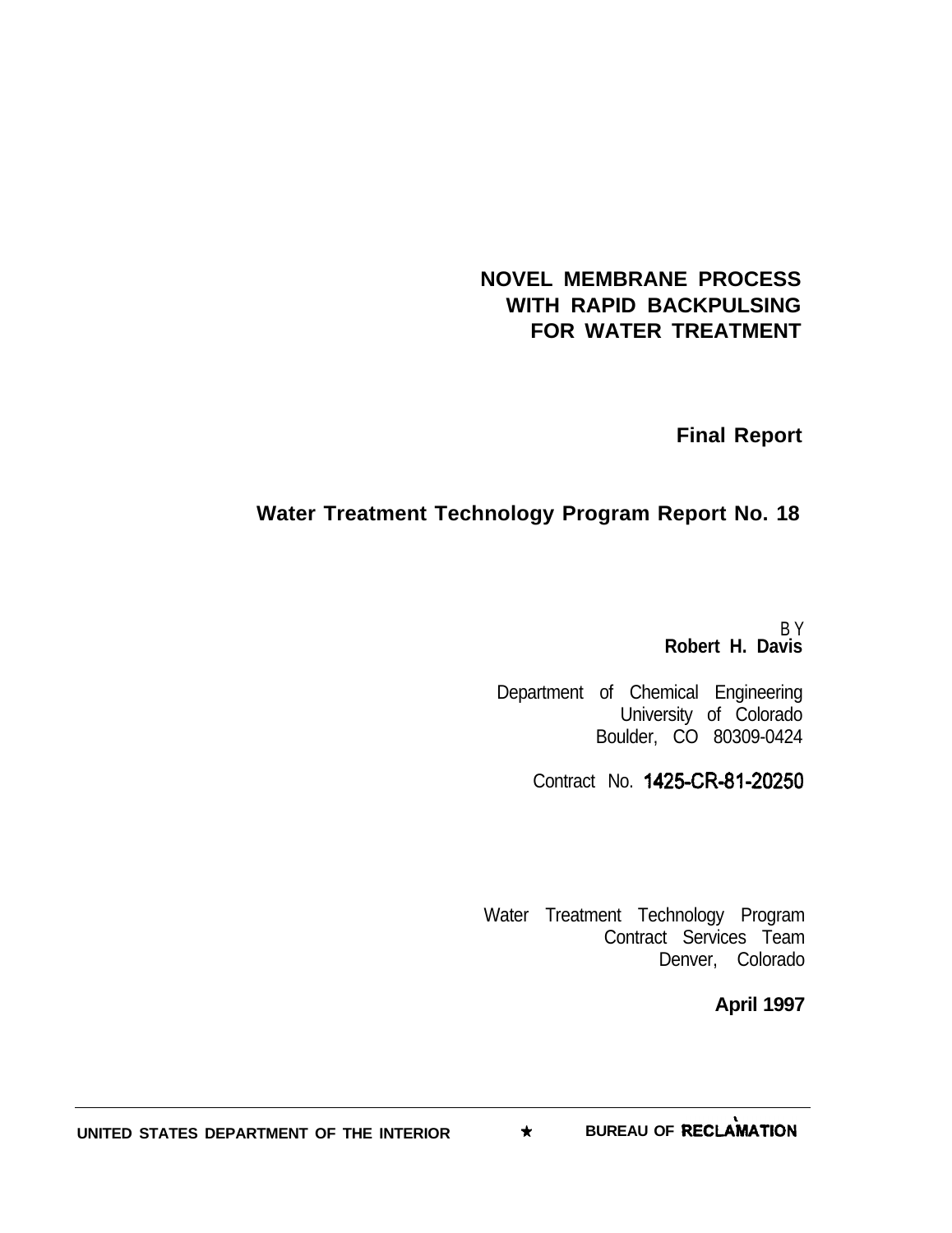# NOVEL MEMBRANE PROCESS WITH RAPID BACKPULSING FOR WATER TREATMENT

**Final Report**

**Water Treatment Technology Program Report No. 18**

BY
**Robert H. Davis**

Department of Chemical Engineering
University of Colorado
Boulder, CO 80309-0424

Contract No. 1425-CR-81-20250

Water Treatment Technology Program
Contract Services Team
Denver, Colorado

**April 1997**

UNITED STATES DEPARTMENT OF THE INTERIOR ★ BUREAU OF RECLAMATION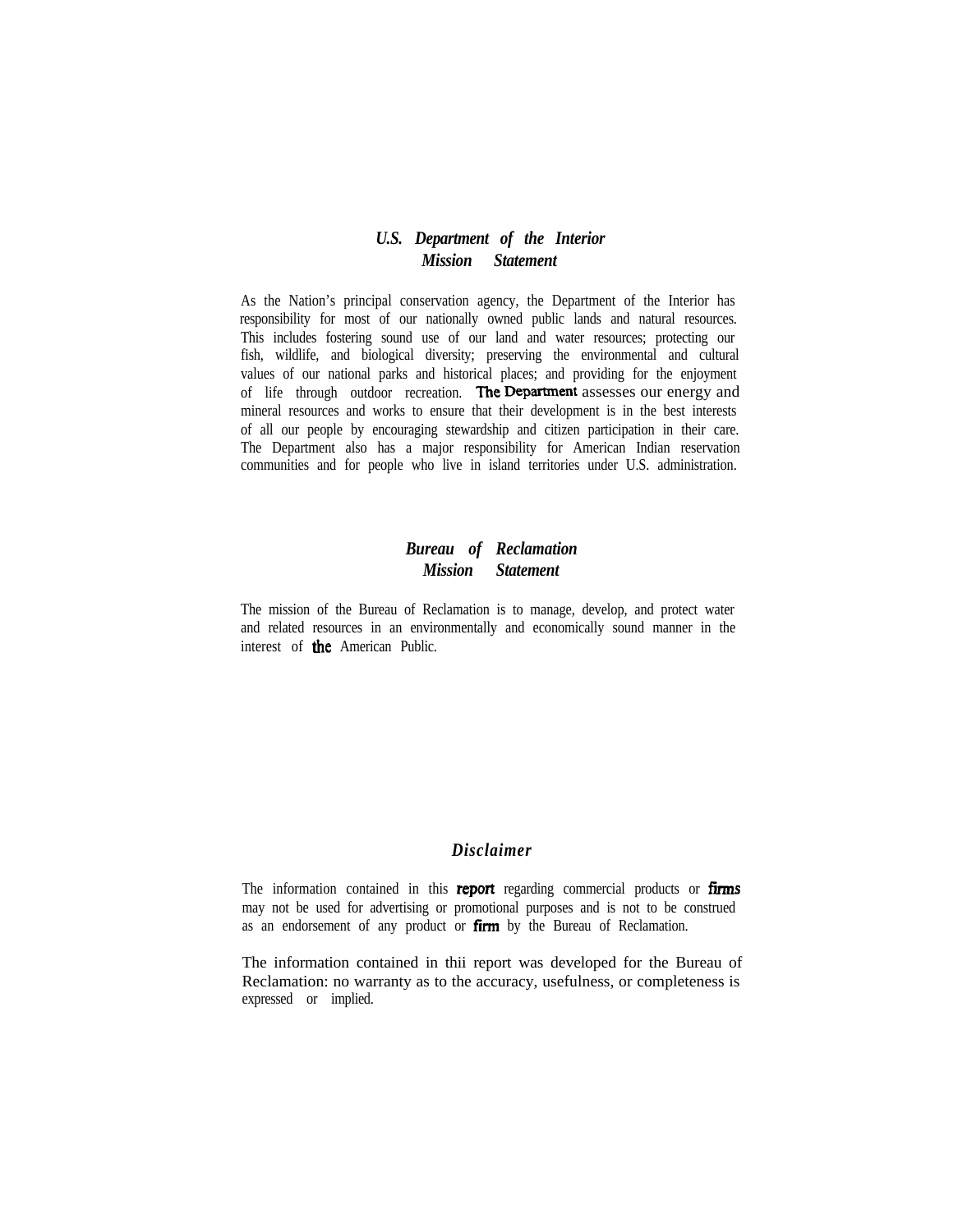## *U.S. Department of the Interior Mission Statement*

As the Nation's principal conservation agency, the Department of the Interior has responsibility for most of our nationally owned public lands and natural resources. This includes fostering sound use of our land and water resources; protecting our fish, wildlife, and biological diversity; preserving the environmental and cultural values of our national parks and historical places; and providing for the enjoyment of life through outdoor recreation. The Department assesses our energy and mineral resources and works to ensure that their development is in the best interests of all our people by encouraging stewardship and citizen participation in their care. The Department also has a major responsibility for American Indian reservation communities and for people who live in island territories under U.S. administration.

## *Bureau of Reclamation Mission Statement*

The mission of the Bureau of Reclamation is to manage, develop, and protect water and related resources in an environmentally and economically sound manner in the interest of the American Public.

## *Disclaimer*

The information contained in this report regarding commercial products or firms may not be used for advertising or promotional purposes and is not to be construed as an endorsement of any product or firm by the Bureau of Reclamation.

The information contained in thii report was developed for the Bureau of Reclamation: no warranty as to the accuracy, usefulness, or completeness is expressed or implied.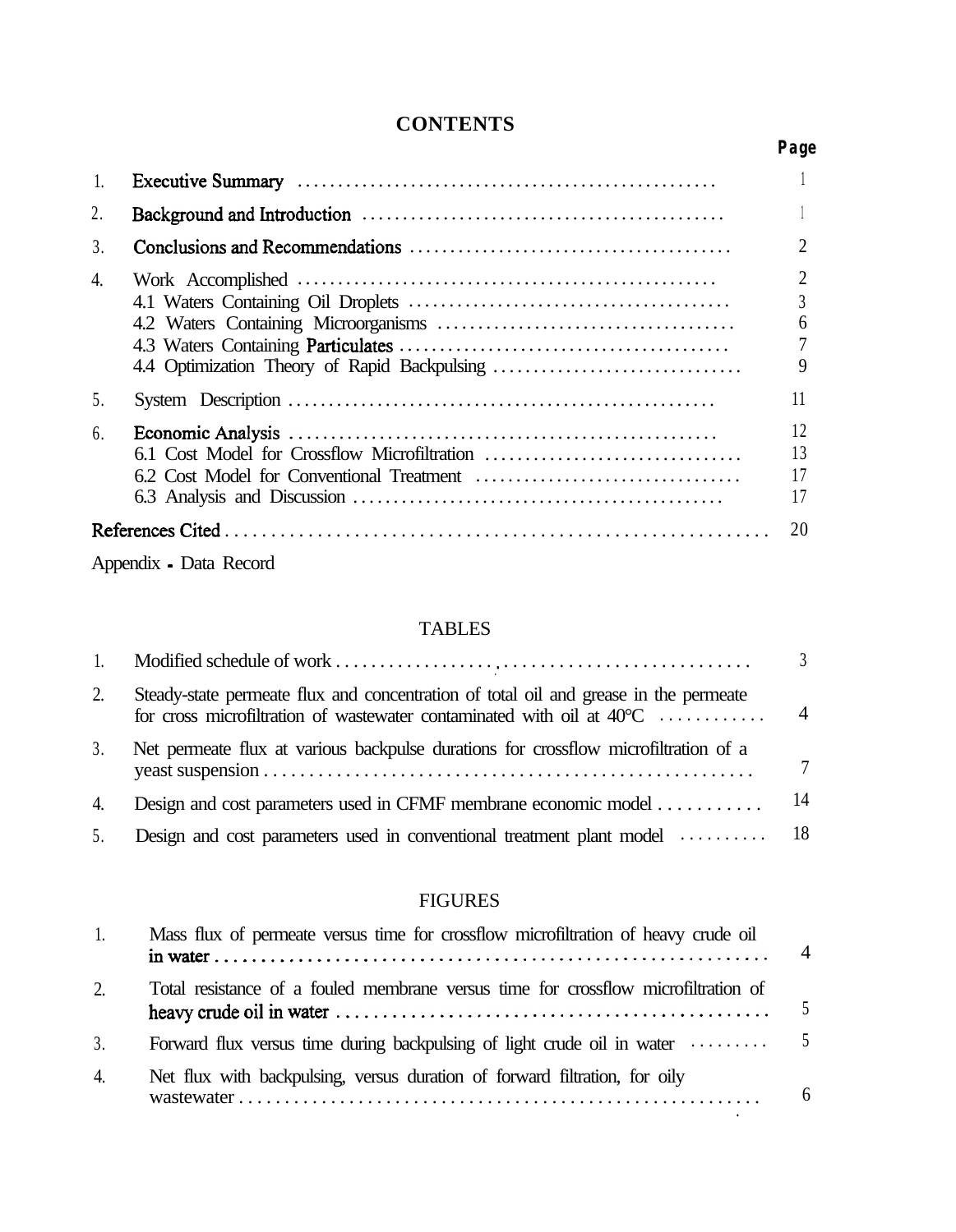## CONTENTS

| | | Page |
|---|---|---|
| 1. | **Executive Summary** | 1 |
| 2. | **Background and Introduction** | 1 |
| 3. | **Conclusions and Recommendations** | 2 |
| 4. | Work Accomplished | 2 |
| | 4.1 Waters Containing Oil Droplets | 3 |
| | 4.2 Waters Containing Microorganisms | 6 |
| | 4.3 Waters Containing **Particulates** | 7 |
| | 4.4 Optimization Theory of Rapid Backpulsing | 9 |
| 5. | System Description | 11 |
| 6. | **Economic Analysis** | 12 |
| | 6.1 Cost Model for Crossflow Microfiltration | 13 |
| | 6.2 Cost Model for Conventional Treatment | 17 |
| | 6.3 Analysis and Discussion | 17 |
| **References Cited** | | 20 |

Appendix - Data Record

## TABLES

| | | |
|---|---|---|
| 1. | Modified schedule of work | 3 |
| 2. | Steady-state permeate flux and concentration of total oil and grease in the permeate for cross microfiltration of wastewater contaminated with oil at 40°C | 4 |
| 3. | Net permeate flux at various backpulse durations for crossflow microfiltration of a yeast suspension | 7 |
| 4. | Design and cost parameters used in CFMF membrane economic model | 14 |
| 5. | Design and cost parameters used in conventional treatment plant model | 18 |

## FIGURES

| | | |
|---|---|---|
| 1. | Mass flux of permeate versus time for crossflow microfiltration of heavy crude oil **in water** | 4 |
| 2. | Total resistance of a fouled membrane versus time for crossflow microfiltration of **heavy crude oil in water** | 5 |
| 3. | Forward flux versus time during backpulsing of light crude oil in water | 5 |
| 4. | Net flux with backpulsing, versus duration of forward filtration, for oily wastewater | 6 |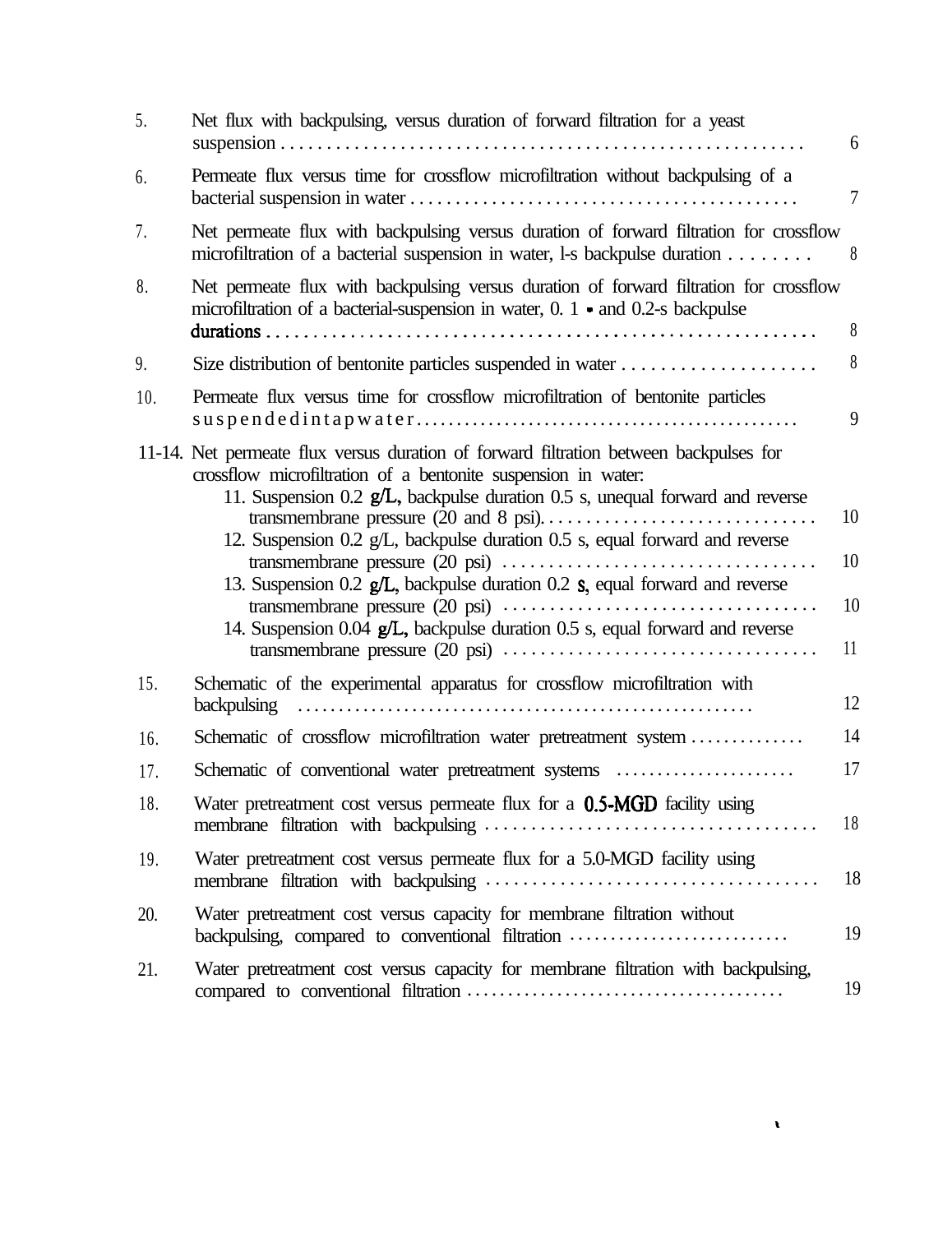5. Net flux with backpulsing, versus duration of forward filtration for a yeast suspension . . . . . . . . . . . . . . . . . . . . . . . . . . . . . . . . . . . . . . . . . . . . . . . . . . . . . . . . . 6
6. Permeate flux versus time for crossflow microfiltration without backpulsing of a bacterial suspension in water . . . . . . . . . . . . . . . . . . . . . . . . . . . . . . . . . . . . . . . . . . . 7
7. Net permeate flux with backpulsing versus duration of forward filtration for crossflow microfiltration of a bacterial suspension in water, l-s backpulse duration . . . . . . . . 8
8. Net permeate flux with backpulsing versus duration of forward filtration for crossflow microfiltration of a bacterial-suspension in water, 0. 1 - and 0.2-s backpulse durations . . . . . . . . . . . . . . . . . . . . . . . . . . . . . . . . . . . . . . . . . . . . . . . . . . . . . . . . . . . . 8
9. Size distribution of bentonite particles suspended in water . . . . . . . . . . . . . . . . . . . . . 8
10. Permeate flux versus time for crossflow microfiltration of bentonite particles suspendedintapwater. . . . . . . . . . . . . . . . . . . . . . . . . . . . . . . . . . . . . . . . . . . . . . 9

11-14. Net permeate flux versus duration of forward filtration between backpulses for crossflow microfiltration of a bentonite suspension in water:
   11. Suspension 0.2 g/L, backpulse duration 0.5 s, unequal forward and reverse transmembrane pressure (20 and 8 psi). . . . . . . . . . . . . . . . . . . . . . . . . . . . . . 10
   12. Suspension 0.2 g/L, backpulse duration 0.5 s, equal forward and reverse transmembrane pressure (20 psi) . . . . . . . . . . . . . . . . . . . . . . . . . . . . . . . . . . 10
   13. Suspension 0.2 g/L, backpulse duration 0.2 s, equal forward and reverse transmembrane pressure (20 psi) . . . . . . . . . . . . . . . . . . . . . . . . . . . . . . . . . . 10
   14. Suspension 0.04 g/L, backpulse duration 0.5 s, equal forward and reverse transmembrane pressure (20 psi) . . . . . . . . . . . . . . . . . . . . . . . . . . . . . . . . . . 11

15. Schematic of the experimental apparatus for crossflow microfiltration with backpulsing . . . . . . . . . . . . . . . . . . . . . . . . . . . . . . . . . . . . . . . . . . . . . . . . . . . . . 12
16. Schematic of crossflow microfiltration water pretreatment system . . . . . . . . . . . . . 14
17. Schematic of conventional water pretreatment systems . . . . . . . . . . . . . . . . . . . . . 17
18. Water pretreatment cost versus permeate flux for a 0.5-MGD facility using membrane filtration with backpulsing . . . . . . . . . . . . . . . . . . . . . . . . . . . . . . . . . . . . 18
19. Water pretreatment cost versus permeate flux for a 5.0-MGD facility using membrane filtration with backpulsing . . . . . . . . . . . . . . . . . . . . . . . . . . . . . . . . . . . . 18
20. Water pretreatment cost versus capacity for membrane filtration without backpulsing, compared to conventional filtration . . . . . . . . . . . . . . . . . . . . . . . . . . 19
21. Water pretreatment cost versus capacity for membrane filtration with backpulsing, compared to conventional filtration . . . . . . . . . . . . . . . . . . . . . . . . . . . . . . . . . . . . . . 19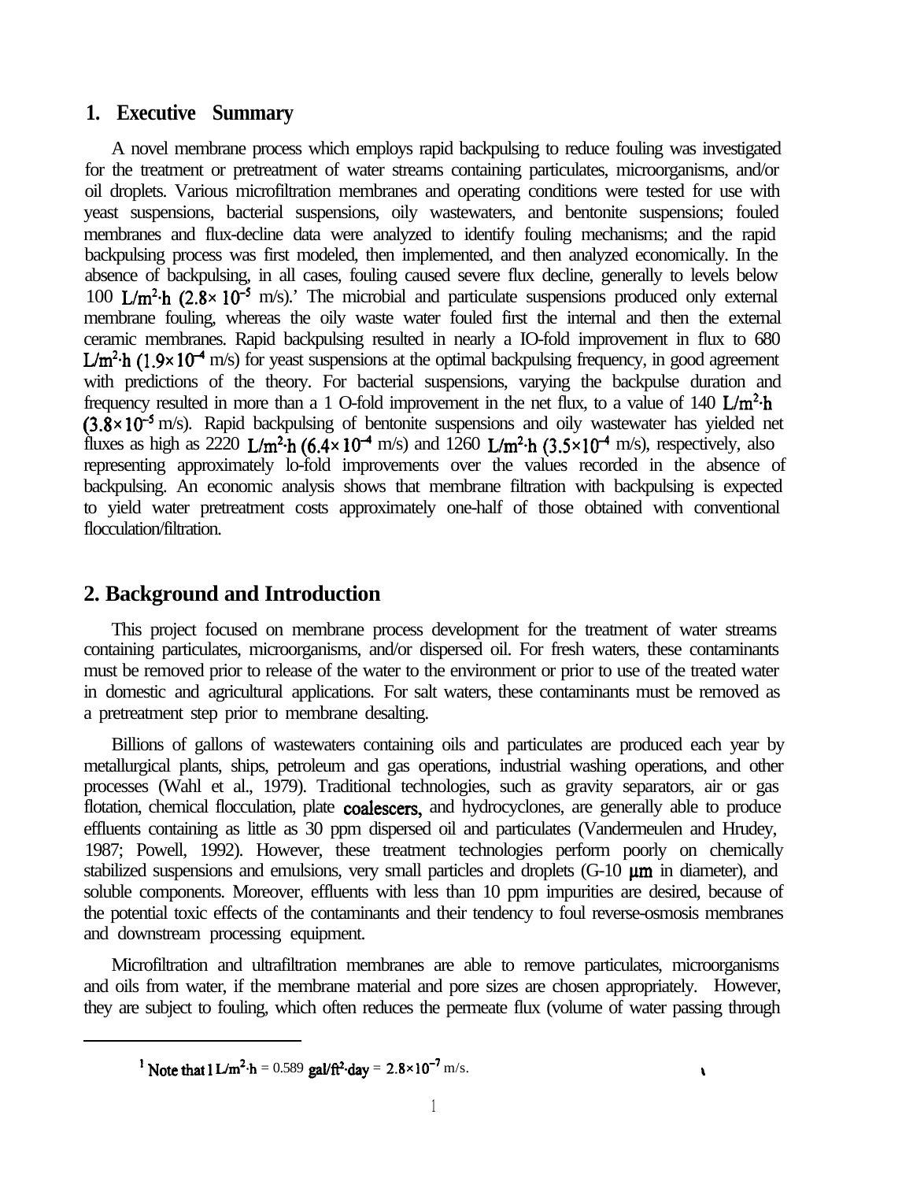## 1. Executive Summary

A novel membrane process which employs rapid backpulsing to reduce fouling was investigated for the treatment or pretreatment of water streams containing particulates, microorganisms, and/or oil droplets. Various microfiltration membranes and operating conditions were tested for use with yeast suspensions, bacterial suspensions, oily wastewaters, and bentonite suspensions; fouled membranes and flux-decline data were analyzed to identify fouling mechanisms; and the rapid backpulsing process was first modeled, then implemented, and then analyzed economically. In the absence of backpulsing, in all cases, fouling caused severe flux decline, generally to levels below 100 $L/m^2 \cdot h$ ($2.8 \times 10^{-5}$ m/s).[1] The microbial and particulate suspensions produced only external membrane fouling, whereas the oily waste water fouled first the internal and then the external ceramic membranes. Rapid backpulsing resulted in nearly a IO-fold improvement in flux to 680 $L/m^2 \cdot h$ ($1.9 \times 10^{-4}$ m/s) for yeast suspensions at the optimal backpulsing frequency, in good agreement with predictions of the theory. For bacterial suspensions, varying the backpulse duration and frequency resulted in more than a 1 O-fold improvement in the net flux, to a value of 140 $L/m^2 \cdot h$ ($3.8 \times 10^{-5}$ m/s). Rapid backpulsing of bentonite suspensions and oily wastewater has yielded net fluxes as high as 2220 $L/m^2 \cdot h$ ($6.4 \times 10^{-4}$ m/s) and 1260 $L/m^2 \cdot h$ ($3.5 \times 10^{-4}$ m/s), respectively, also representing approximately lo-fold improvements over the values recorded in the absence of backpulsing. An economic analysis shows that membrane filtration with backpulsing is expected to yield water pretreatment costs approximately one-half of those obtained with conventional flocculation/filtration.

## 2. Background and Introduction

This project focused on membrane process development for the treatment of water streams containing particulates, microorganisms, and/or dispersed oil. For fresh waters, these contaminants must be removed prior to release of the water to the environment or prior to use of the treated water in domestic and agricultural applications. For salt waters, these contaminants must be removed as a pretreatment step prior to membrane desalting.

Billions of gallons of wastewaters containing oils and particulates are produced each year by metallurgical plants, ships, petroleum and gas operations, industrial washing operations, and other processes (Wahl et al., 1979). Traditional technologies, such as gravity separators, air or gas flotation, chemical flocculation, plate coalescers, and hydrocyclones, are generally able to produce effluents containing as little as 30 ppm dispersed oil and particulates (Vandermeulen and Hrudey, 1987; Powell, 1992). However, these treatment technologies perform poorly on chemically stabilized suspensions and emulsions, very small particles and droplets (G-10 μm in diameter), and soluble components. Moreover, effluents with less than 10 ppm impurities are desired, because of the potential toxic effects of the contaminants and their tendency to foul reverse-osmosis membranes and downstream processing equipment.

Microfiltration and ultrafiltration membranes are able to remove particulates, microorganisms and oils from water, if the membrane material and pore sizes are chosen appropriately. However, they are subject to fouling, which often reduces the permeate flux (volume of water passing through

---

[1] Note that 1 $L/m^2 \cdot h$ = 0.589 $gal/ft^2 \cdot day$ = $2.8 \times 10^{-7}$ m/s.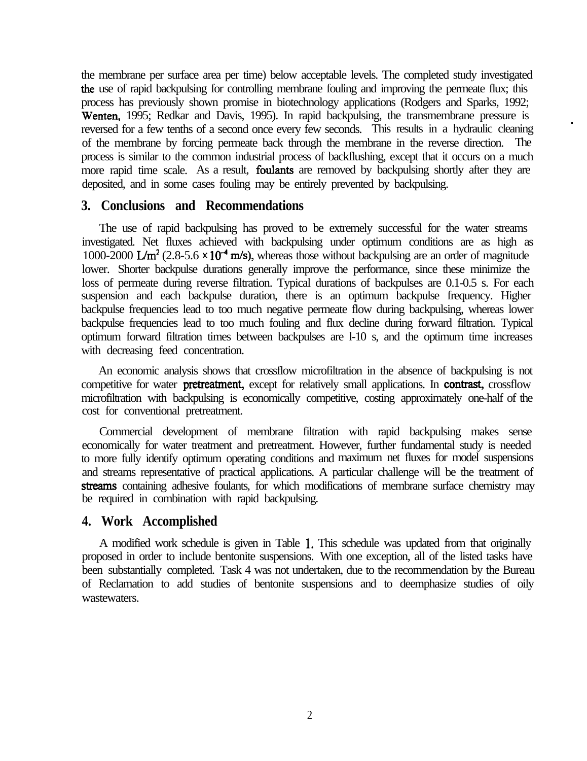the membrane per surface area per time) below acceptable levels. The completed study investigated the use of rapid backpulsing for controlling membrane fouling and improving the permeate flux; this process has previously shown promise in biotechnology applications (Rodgers and Sparks, 1992; Wenten, 1995; Redkar and Davis, 1995). In rapid backpulsing, the transmembrane pressure is reversed for a few tenths of a second once every few seconds. This results in a hydraulic cleaning of the membrane by forcing permeate back through the membrane in the reverse direction. The process is similar to the common industrial process of backflushing, except that it occurs on a much more rapid time scale. As a result, foulants are removed by backpulsing shortly after they are deposited, and in some cases fouling may be entirely prevented by backpulsing.

## 3. Conclusions and Recommendations

The use of rapid backpulsing has proved to be extremely successful for the water streams investigated. Net fluxes achieved with backpulsing under optimum conditions are as high as 1000-2000 $L/m^2$ ($2.8\text{-}5.6 \times 10^{-4}$ m/s), whereas those without backpulsing are an order of magnitude lower. Shorter backpulse durations generally improve the performance, since these minimize the loss of permeate during reverse filtration. Typical durations of backpulses are 0.1-0.5 s. For each suspension and each backpulse duration, there is an optimum backpulse frequency. Higher backpulse frequencies lead to too much negative permeate flow during backpulsing, whereas lower backpulse frequencies lead to too much fouling and flux decline during forward filtration. Typical optimum forward filtration times between backpulses are 1-10 s, and the optimum time increases with decreasing feed concentration.

An economic analysis shows that crossflow microfiltration in the absence of backpulsing is not competitive for water pretreatment, except for relatively small applications. In contrast, crossflow microfiltration with backpulsing is economically competitive, costing approximately one-half of the cost for conventional pretreatment.

Commercial development of membrane filtration with rapid backpulsing makes sense economically for water treatment and pretreatment. However, further fundamental study is needed to more fully identify optimum operating conditions and maximum net fluxes for model suspensions and streams representative of practical applications. A particular challenge will be the treatment of streams containing adhesive foulants, for which modifications of membrane surface chemistry may be required in combination with rapid backpulsing.

## 4. Work Accomplished

A modified work schedule is given in Table 1. This schedule was updated from that originally proposed in order to include bentonite suspensions. With one exception, all of the listed tasks have been substantially completed. Task 4 was not undertaken, due to the recommendation by the Bureau of Reclamation to add studies of bentonite suspensions and to deemphasize studies of oily wastewaters.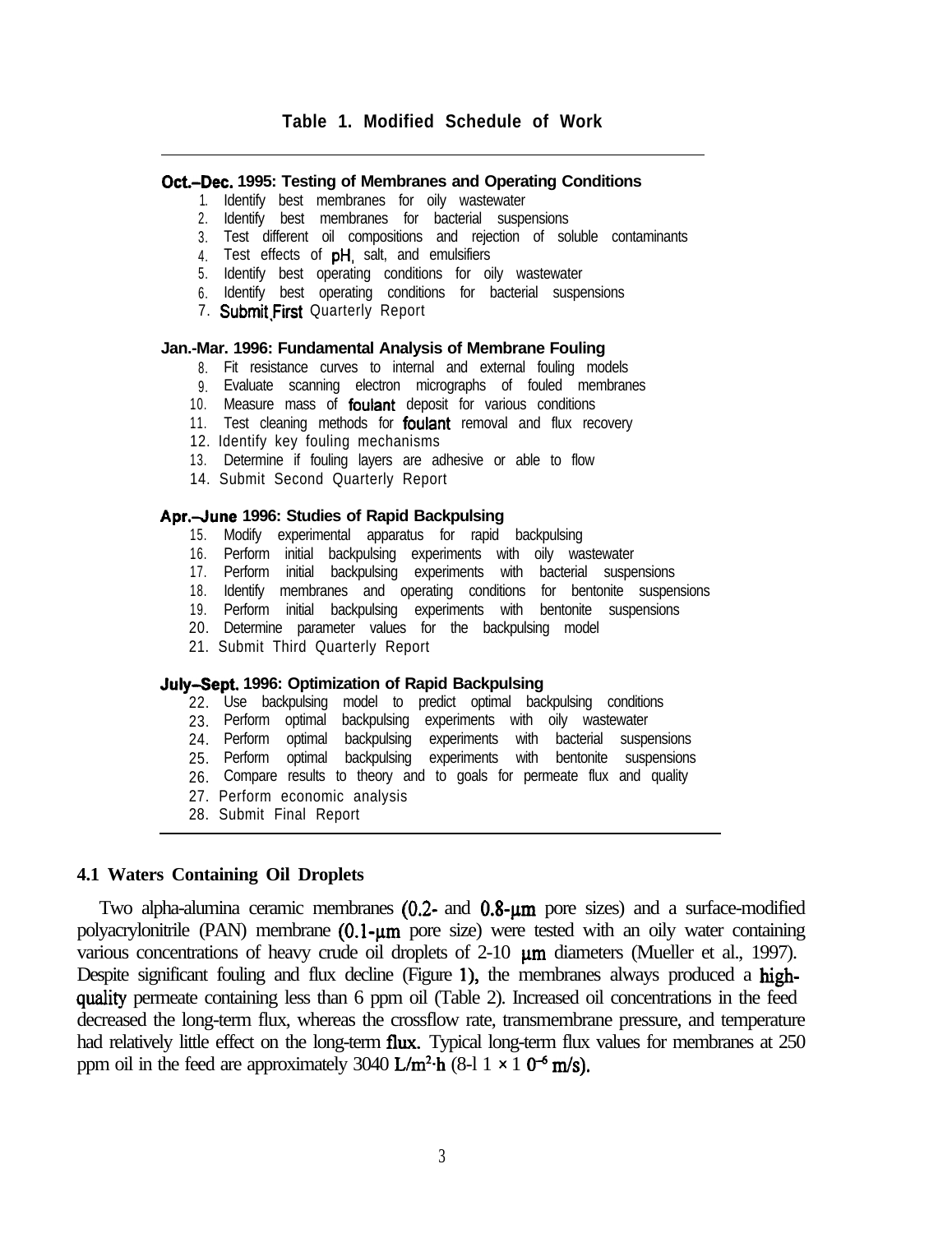**Table 1. Modified Schedule of Work**

**Oct.–Dec. 1995: Testing of Membranes and Operating Conditions**

1. Identify best membranes for oily wastewater
2. Identify best membranes for bacterial suspensions
3. Test different oil compositions and rejection of soluble contaminants
4. Test effects of pH, salt, and emulsifiers
5. Identify best operating conditions for oily wastewater
6. Identify best operating conditions for bacterial suspensions
7. Submit First Quarterly Report

**Jan.-Mar. 1996: Fundamental Analysis of Membrane Fouling**

8. Fit resistance curves to internal and external fouling models
9. Evaluate scanning electron micrographs of fouled membranes
10. Measure mass of foulant deposit for various conditions
11. Test cleaning methods for foulant removal and flux recovery
12. Identify key fouling mechanisms
13. Determine if fouling layers are adhesive or able to flow
14. Submit Second Quarterly Report

**Apr.–June 1996: Studies of Rapid Backpulsing**

15. Modify experimental apparatus for rapid backpulsing
16. Perform initial backpulsing experiments with oily wastewater
17. Perform initial backpulsing experiments with bacterial suspensions
18. Identify membranes and operating conditions for bentonite suspensions
19. Perform initial backpulsing experiments with bentonite suspensions
20. Determine parameter values for the backpulsing model
21. Submit Third Quarterly Report

**July–Sept. 1996: Optimization of Rapid Backpulsing**

22. Use backpulsing model to predict optimal backpulsing conditions
23. Perform optimal backpulsing experiments with oily wastewater
24. Perform optimal backpulsing experiments with bacterial suspensions
25. Perform optimal backpulsing experiments with bentonite suspensions
26. Compare results to theory and to goals for permeate flux and quality
27. Perform economic analysis
28. Submit Final Report

### 4.1 Waters Containing Oil Droplets

Two alpha-alumina ceramic membranes (0.2- and 0.8-μm pore sizes) and a surface-modified polyacrylonitrile (PAN) membrane (0.1-μm pore size) were tested with an oily water containing various concentrations of heavy crude oil droplets of 2-10 μm diameters (Mueller et al., 1997). Despite significant fouling and flux decline (Figure 1), the membranes always produced a high-quality permeate containing less than 6 ppm oil (Table 2). Increased oil concentrations in the feed decreased the long-term flux, whereas the crossflow rate, transmembrane pressure, and temperature had relatively little effect on the long-term flux. Typical long-term flux values for membranes at 250 ppm oil in the feed are approximately 30-40 $L/m^2 \cdot h$ (8-11 $\times 10^{-6}$ m/s).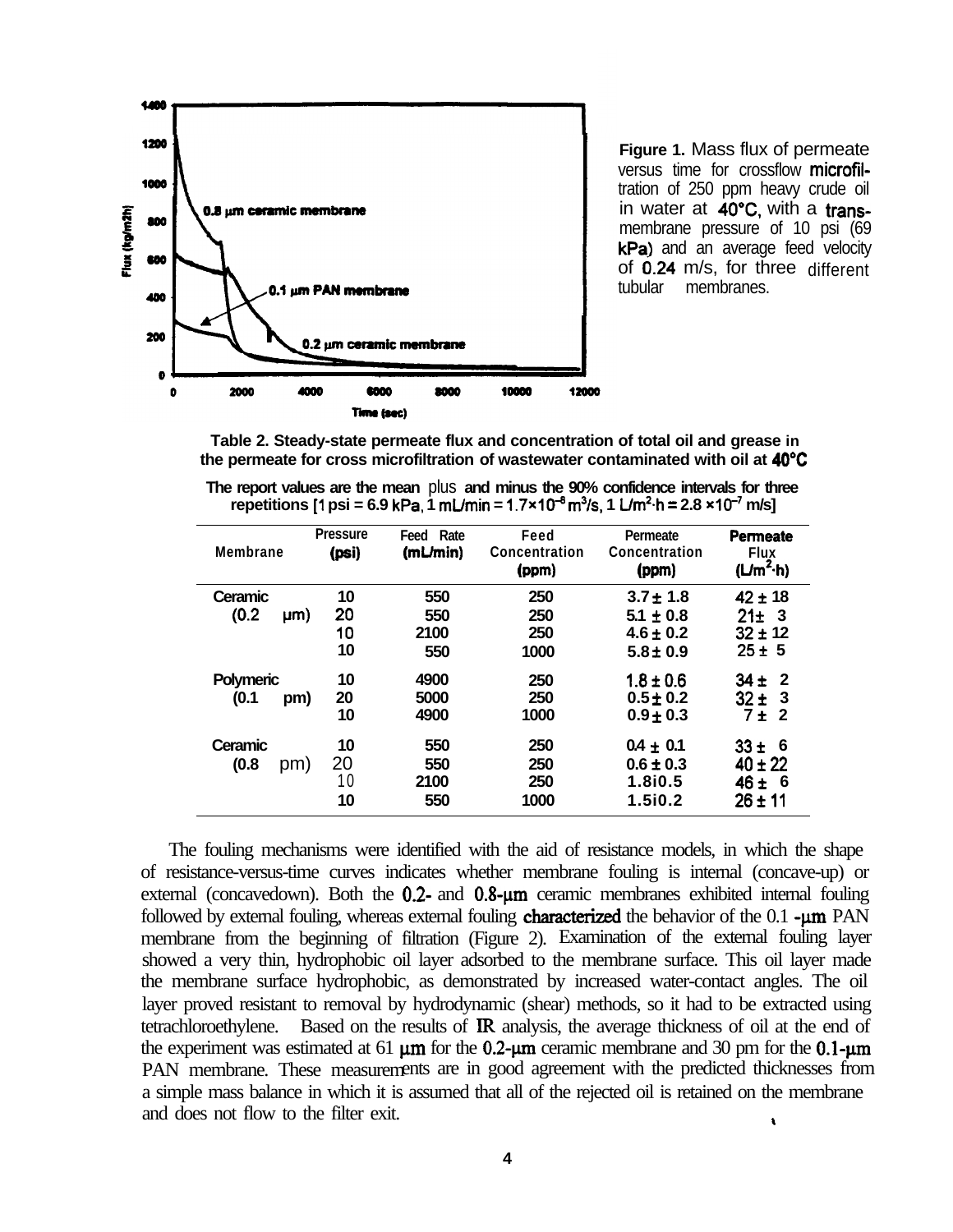**Figure 1.** Mass flux of permeate versus time for crossflow microfiltration of 250 ppm heavy crude oil in water at 40°C, with a transmembrane pressure of 10 psi (69 kPa) and an average feed velocity of 0.24 m/s, for three different tubular membranes.

**Table 2. Steady-state permeate flux and concentration of total oil and grease in the permeate for cross microfiltration of wastewater contaminated with oil at 40°C**

**The report values are the mean plus and minus the 90% confidence intervals for three repetitions [1 psi = 6.9 kPa, 1 mL/min = $1.7\times10^{-8}$ $m^3/s$, 1 $L/m^2{\cdot}h$ = $2.8\times10^{-7}$ m/s]**

| Membrane | Pressure (psi) | Feed Rate (mL/min) | Feed Concentration (ppm) | Permeate Concentration (ppm) | Permeate Flux ($L/m^2{\cdot}h$) |
|---|---|---|---|---|---|
| Ceramic (0.2 μm) | 10 | 550 | 250 | 3.7 ± 1.8 | 42 ± 18 |
| | 20 | 550 | 250 | 5.1 ± 0.8 | 21 ± 3 |
| | 10 | 2100 | 250 | 4.6 ± 0.2 | 32 ± 12 |
| | 10 | 550 | 1000 | 5.8 ± 0.9 | 25 ± 5 |
| Polymeric (0.1 pm) | 10 | 4900 | 250 | 1.8 ± 0.6 | 34 ± 2 |
| | 20 | 5000 | 250 | 0.5 ± 0.2 | 32 ± 3 |
| | 10 | 4900 | 1000 | 0.9 ± 0.3 | 7 ± 2 |
| Ceramic (0.8 pm) | 10 | 550 | 250 | 0.4 ± 0.1 | 33 ± 6 |
| | 20 | 550 | 250 | 0.6 ± 0.3 | 40 ± 22 |
| | 10 | 2100 | 250 | 1.8i0.5 | 46 ± 6 |
| | 10 | 550 | 1000 | 1.5i0.2 | 26 ± 11 |

The fouling mechanisms were identified with the aid of resistance models, in which the shape of resistance-versus-time curves indicates whether membrane fouling is internal (concave-up) or external (concavedown). Both the 0.2- and 0.8-μm ceramic membranes exhibited internal fouling followed by external fouling, whereas external fouling characterized the behavior of the 0.1 -μm PAN membrane from the beginning of filtration (Figure 2). Examination of the external fouling layer showed a very thin, hydrophobic oil layer adsorbed to the membrane surface. This oil layer made the membrane surface hydrophobic, as demonstrated by increased water-contact angles. The oil layer proved resistant to removal by hydrodynamic (shear) methods, so it had to be extracted using tetrachloroethylene. Based on the results of IR analysis, the average thickness of oil at the end of the experiment was estimated at 61 μm for the 0.2-μm ceramic membrane and 30 pm for the 0.1-μm PAN membrane. These measurements are in good agreement with the predicted thicknesses from a simple mass balance in which it is assumed that all of the rejected oil is retained on the membrane and does not flow to the filter exit.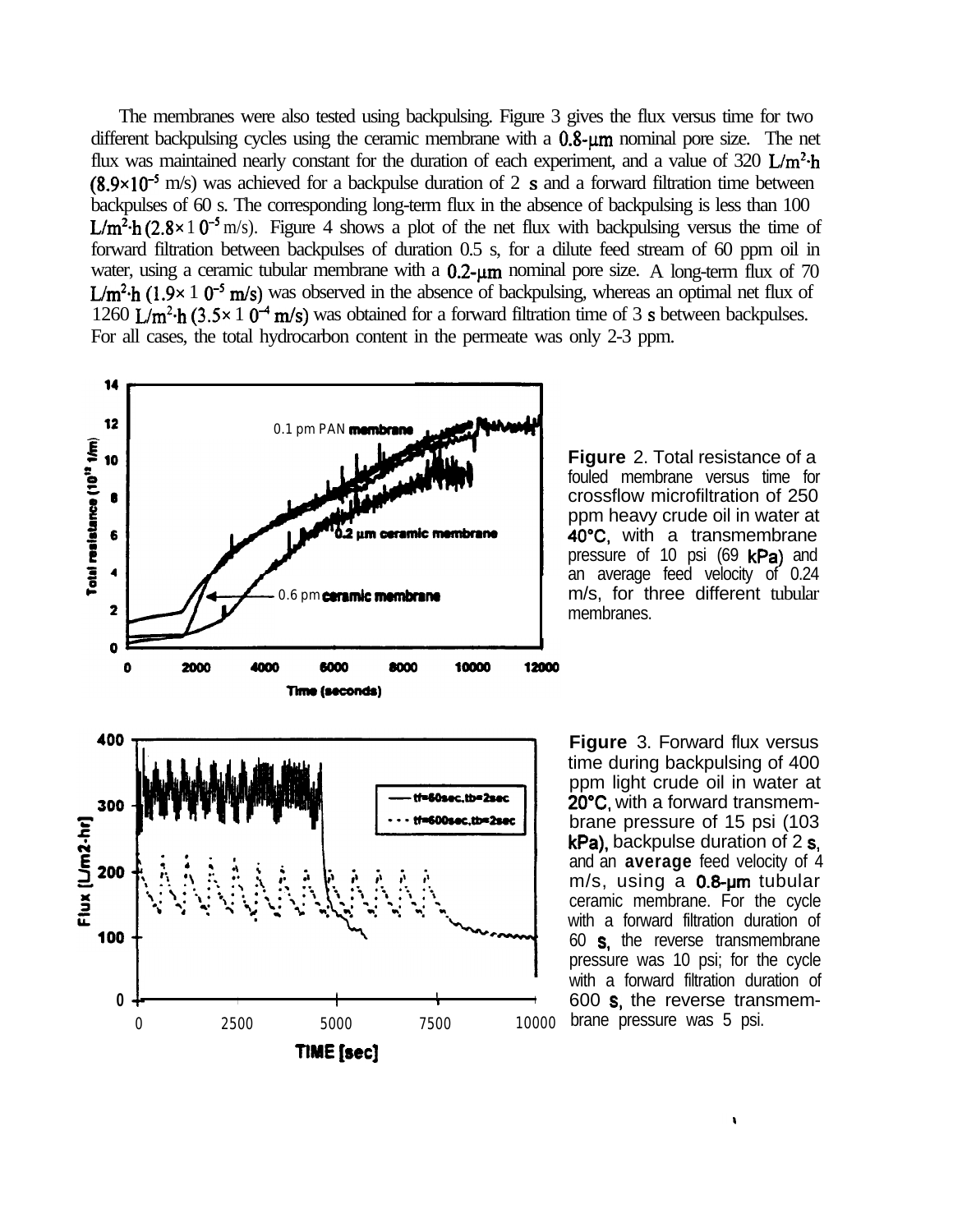The membranes were also tested using backpulsing. Figure 3 gives the flux versus time for two different backpulsing cycles using the ceramic membrane with a 0.8-μm nominal pore size. The net flux was maintained nearly constant for the duration of each experiment, and a value of 320 $L/m^2{\cdot}h$ ($8.9\times10^{-5}$ m/s) was achieved for a backpulse duration of 2 s and a forward filtration time between backpulses of 60 s. The corresponding long-term flux in the absence of backpulsing is less than 100 $L/m^2{\cdot}h$ ($2.8\times10^{-5}$ m/s). Figure 4 shows a plot of the net flux with backpulsing versus the time of forward filtration between backpulses of duration 0.5 s, for a dilute feed stream of 60 ppm oil in water, using a ceramic tubular membrane with a 0.2-μm nominal pore size. A long-term flux of 70 $L/m^2{\cdot}h$ ($1.9\times10^{-5}$ m/s) was observed in the absence of backpulsing, whereas an optimal net flux of 1260 $L/m^2{\cdot}h$ ($3.5\times10^{-4}$ m/s) was obtained for a forward filtration time of 3 s between backpulses. For all cases, the total hydrocarbon content in the permeate was only 2-3 ppm.

**Figure** 2. Total resistance of a fouled membrane versus time for crossflow microfiltration of 250 ppm heavy crude oil in water at 40°C, with a transmembrane pressure of 10 psi (69 kPa) and an average feed velocity of 0.24 m/s, for three different tubular membranes.

**Figure** 3. Forward flux versus time during backpulsing of 400 ppm light crude oil in water at 20°C, with a forward transmembrane pressure of 15 psi (103 kPa), backpulse duration of 2 s, and an **average** feed velocity of 4 m/s, using a 0.8-μm tubular ceramic membrane. For the cycle with a forward filtration duration of 60 s, the reverse transmembrane pressure was 10 psi; for the cycle with a forward filtration duration of 600 s, the reverse transmembrane pressure was 5 psi.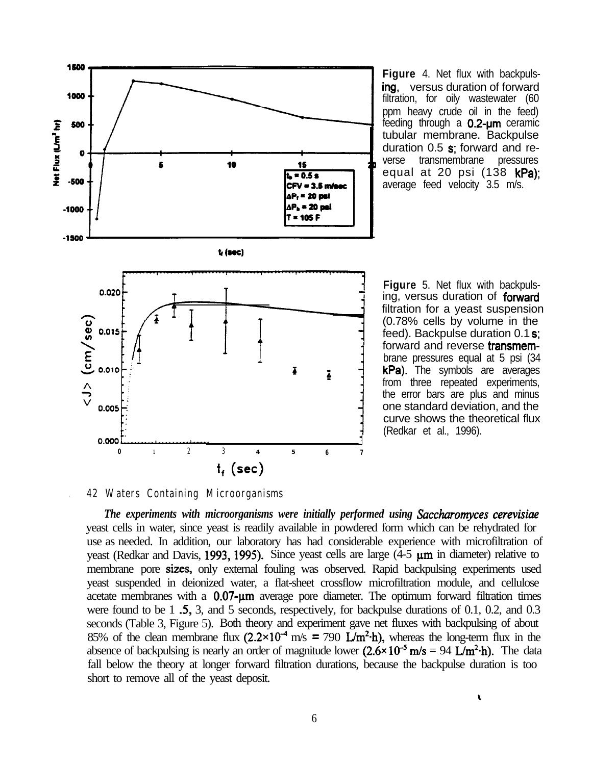**Figure 4.** Net flux with backpulsing, versus duration of forward filtration, for oily wastewater (60 ppm heavy crude oil in the feed) feeding through a 0.2-μm ceramic tubular membrane. Backpulse duration 0.5 s; forward and reverse transmembrane pressures equal at 20 psi (138 kPa); average feed velocity 3.5 m/s.

**Figure 5.** Net flux with backpulsing, versus duration of forward filtration for a yeast suspension (0.78% cells by volume in the feed). Backpulse duration 0.1 s; forward and reverse transmembrane pressures equal at 5 psi (34 kPa). The symbols are averages from three repeated experiments, the error bars are plus and minus one standard deviation, and the curve shows the theoretical flux (Redkar et al., 1996).

## 4.2 Waters Containing Microorganisms

***The experiments with microorganisms were initially performed using Saccharomyces cerevisiae*** yeast cells in water, since yeast is readily available in powdered form which can be rehydrated for use as needed. In addition, our laboratory has had considerable experience with microfiltration of yeast (Redkar and Davis, 1993, 1995). Since yeast cells are large (4-5 μm in diameter) relative to membrane pore sizes, only external fouling was observed. Rapid backpulsing experiments used yeast suspended in deionized water, a flat-sheet crossflow microfiltration module, and cellulose acetate membranes with a 0.07-μm average pore diameter. The optimum forward filtration times were found to be 1.5, 3, and 5 seconds, respectively, for backpulse durations of 0.1, 0.2, and 0.3 seconds (Table 3, Figure 5). Both theory and experiment gave net fluxes with backpulsing of about 85% of the clean membrane flux ($2.2\times10^{-4}$ m/s = 790 $L/m^2{\cdot}h$), whereas the long-term flux in the absence of backpulsing is nearly an order of magnitude lower ($2.6\times10^{-5}$ m/s = 94 $L/m^2{\cdot}h$). The data fall below the theory at longer forward filtration durations, because the backpulse duration is too short to remove all of the yeast deposit.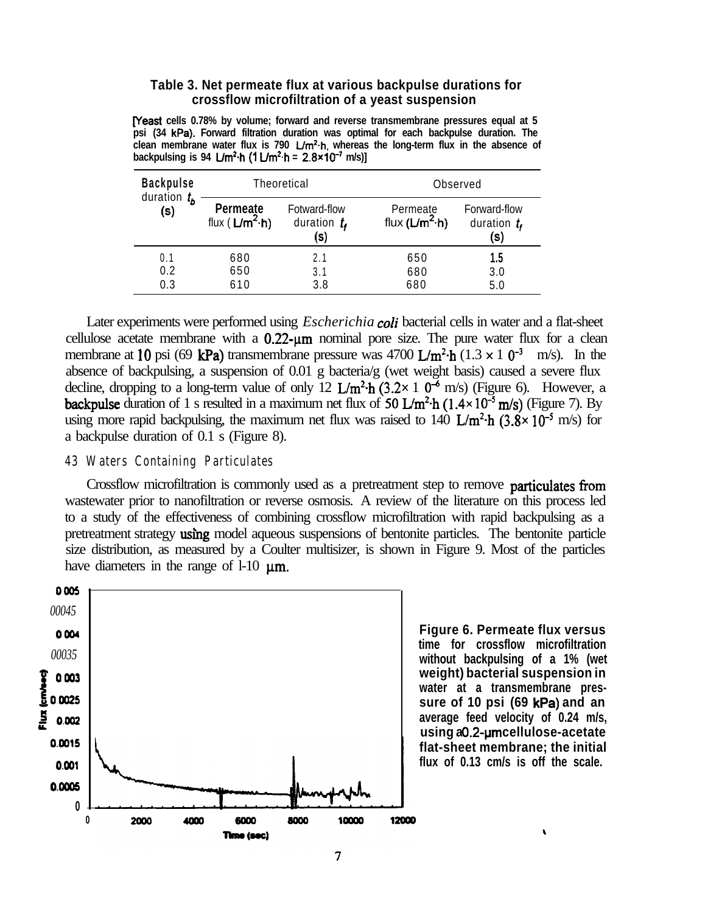**Table 3. Net permeate flux at various backpulse durations for crossflow microfiltration of a yeast suspension**

[Yeast cells 0.78% by volume; forward and reverse transmembrane pressures equal at 5 psi (34 kPa). Forward filtration duration was optimal for each backpulse duration. The clean membrane water flux is 790 $L/m^2{\cdot}h$, whereas the long-term flux in the absence of backpulsing is 94 $L/m^2{\cdot}h$ ($1\ L/m^2{\cdot}h = 2.8{\times}10^{-7}$ m/s)]

| Backpulse duration $t_b$ (s) | Theoretical | | Observed | |
|---|---|---|---|---|
| | Permeate flux ($L/m^2{\cdot}h$) | Fotward-flow duration $t_f$ (s) | Permeate flux ($L/m^2{\cdot}h$) | Forward-flow duration $t_f$ (s) |
| 0.1 | 680 | 2.1 | 650 | 1.5 |
| 0.2 | 650 | 3.1 | 680 | 3.0 |
| 0.3 | 610 | 3.8 | 680 | 5.0 |

Later experiments were performed using *Escherichia coli* bacterial cells in water and a flat-sheet cellulose acetate membrane with a 0.22-μm nominal pore size. The pure water flux for a clean membrane at 10 psi (69 kPa) transmembrane pressure was 4700 $L/m^2{\cdot}h$ ($1.3 \times 10^{-3}$ m/s). In the absence of backpulsing, a suspension of 0.01 g bacteria/g (wet weight basis) caused a severe flux decline, dropping to a long-term value of only 12 $L/m^2{\cdot}h$ ($3.2\times 10^{-6}$ m/s) (Figure 6). However, a backpulse duration of 1 s resulted in a maximum net flux of 50 $L/m^2{\cdot}h$ ($1.4\times10^{-5}$ m/s) (Figure 7). By using more rapid backpulsing, the maximum net flux was raised to 140 $L/m^2{\cdot}h$ ($3.8\times 10^{-5}$ m/s) for a backpulse duration of 0.1 s (Figure 8).

## 4.3 Waters Containing Particulates

Crossflow microfiltration is commonly used as a pretreatment step to remove particulates from wastewater prior to nanofiltration or reverse osmosis. A review of the literature on this process led to a study of the effectiveness of combining crossflow microfiltration with rapid backpulsing as a pretreatment strategy using model aqueous suspensions of bentonite particles. The bentonite particle size distribution, as measured by a Coulter multisizer, is shown in Figure 9. Most of the particles have diameters in the range of 1-10 μm.

**Figure 6. Permeate flux versus time for crossflow microfiltration without backpulsing of a 1% (wet weight) bacterial suspension in water at a transmembrane pressure of 10 psi (69 kPa) and an average feed velocity of 0.24 m/s, using a 0.2-μm cellulose-acetate flat-sheet membrane; the initial flux of 0.13 cm/s is off the scale.**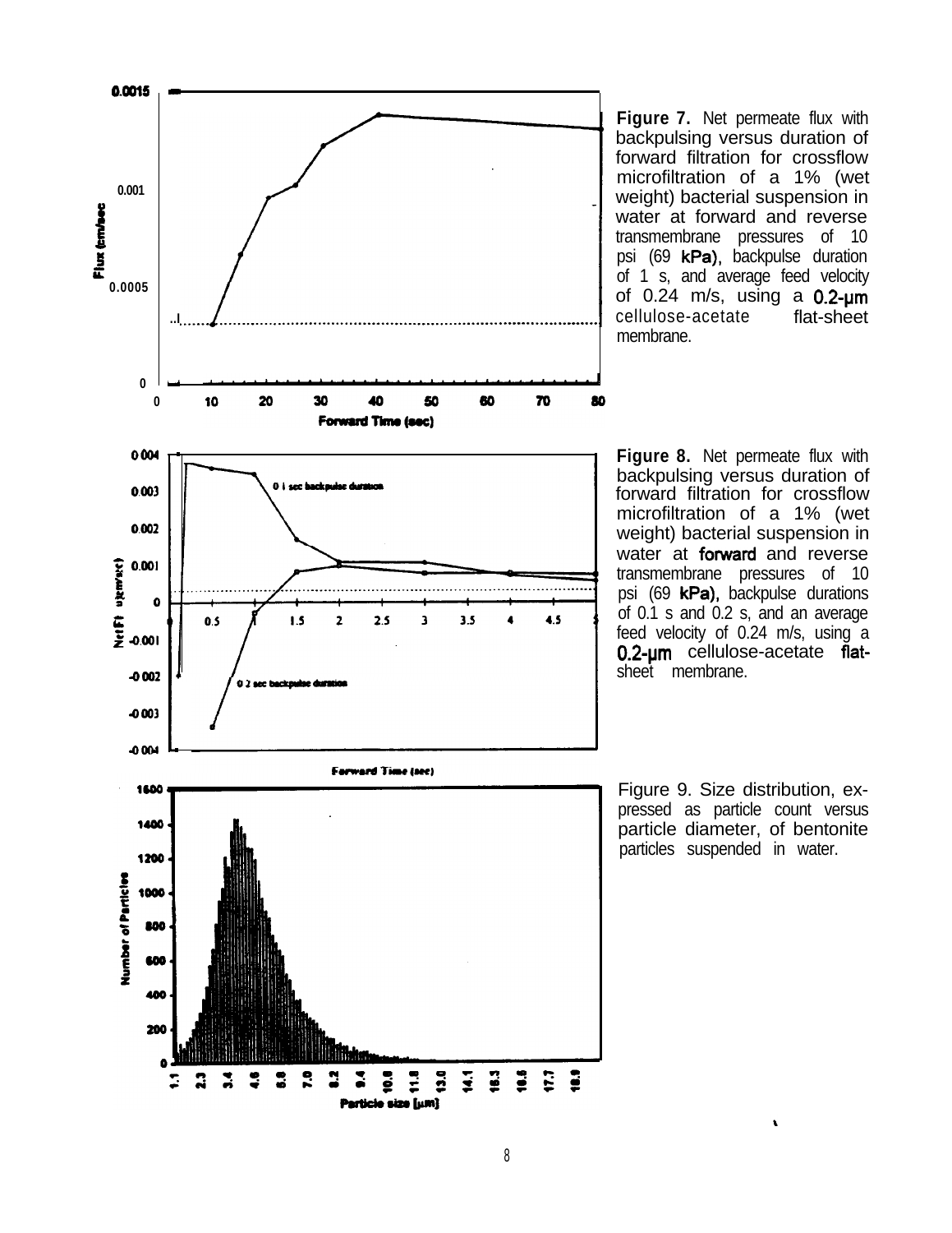**Figure 7.** Net permeate flux with backpulsing versus duration of forward filtration for crossflow microfiltration of a 1% (wet weight) bacterial suspension in water at forward and reverse transmembrane pressures of 10 psi (69 kPa), backpulse duration of 1 s, and average feed velocity of 0.24 m/s, using a 0.2-μm cellulose-acetate flat-sheet membrane.

**Figure 8.** Net permeate flux with backpulsing versus duration of forward filtration for crossflow microfiltration of a 1% (wet weight) bacterial suspension in water at forward and reverse transmembrane pressures of 10 psi (69 kPa), backpulse durations of 0.1 s and 0.2 s, and an average feed velocity of 0.24 m/s, using a 0.2-μm cellulose-acetate flat-sheet membrane.

Figure 9. Size distribution, expressed as particle count versus particle diameter, of bentonite particles suspended in water.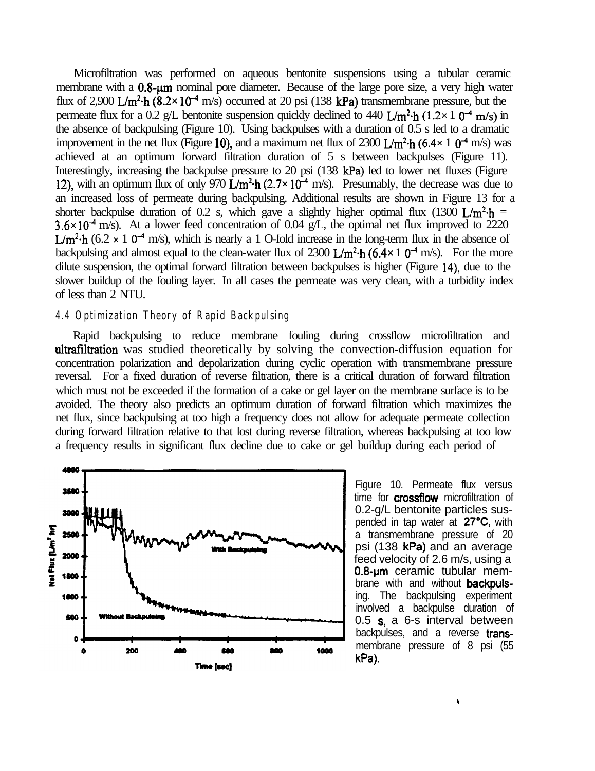Microfiltration was performed on aqueous bentonite suspensions using a tubular ceramic membrane with a 0.8-μm nominal pore diameter. Because of the large pore size, a very high water flux of 2,900 $L/m^2 \cdot h$ ($8.2 \times 10^{-4}$ m/s) occurred at 20 psi (138 kPa) transmembrane pressure, but the permeate flux for a 0.2 g/L bentonite suspension quickly declined to 440 $L/m^2 \cdot h$ ($1.2 \times 10^{-4}$ m/s) in the absence of backpulsing (Figure 10). Using backpulses with a duration of 0.5 s led to a dramatic improvement in the net flux (Figure 10), and a maximum net flux of 2300 $L/m^2 \cdot h$ ($6.4 \times 10^{-4}$ m/s) was achieved at an optimum forward filtration duration of 5 s between backpulses (Figure 11). Interestingly, increasing the backpulse pressure to 20 psi (138 kPa) led to lower net fluxes (Figure 12), with an optimum flux of only 970 $L/m^2 \cdot h$ ($2.7 \times 10^{-4}$ m/s). Presumably, the decrease was due to an increased loss of permeate during backpulsing. Additional results are shown in Figure 13 for a shorter backpulse duration of 0.2 s, which gave a slightly higher optimal flux (1300 $L/m^2 \cdot h$ = $3.6 \times 10^{-4}$ m/s). At a lower feed concentration of 0.04 g/L, the optimal net flux improved to 2220 $L/m^2 \cdot h$ ($6.2 \times 10^{-4}$ m/s), which is nearly a 10-fold increase in the long-term flux in the absence of backpulsing and almost equal to the clean-water flux of 2300 $L/m^2 \cdot h$ ($6.4 \times 10^{-4}$ m/s). For the more dilute suspension, the optimal forward filtration between backpulses is higher (Figure 14), due to the slower buildup of the fouling layer. In all cases the permeate was very clean, with a turbidity index of less than 2 NTU.

### 4.4 Optimization Theory of Rapid Backpulsing

Rapid backpulsing to reduce membrane fouling during crossflow microfiltration and ultrafiltration was studied theoretically by solving the convection-diffusion equation for concentration polarization and depolarization during cyclic operation with transmembrane pressure reversal. For a fixed duration of reverse filtration, there is a critical duration of forward filtration which must not be exceeded if the formation of a cake or gel layer on the membrane surface is to be avoided. The theory also predicts an optimum duration of forward filtration which maximizes the net flux, since backpulsing at too high a frequency does not allow for adequate permeate collection during forward filtration relative to that lost during reverse filtration, whereas backpulsing at too low a frequency results in significant flux decline due to cake or gel buildup during each period of

Figure 10. Permeate flux versus time for crossflow microfiltration of 0.2-g/L bentonite particles suspended in tap water at 27°C, with a transmembrane pressure of 20 psi (138 kPa) and an average feed velocity of 2.6 m/s, using a 0.8-μm ceramic tubular membrane with and without backpulsing. The backpulsing experiment involved a backpulse duration of 0.5 s, a 6-s interval between backpulses, and a reverse transmembrane pressure of 8 psi (55 kPa).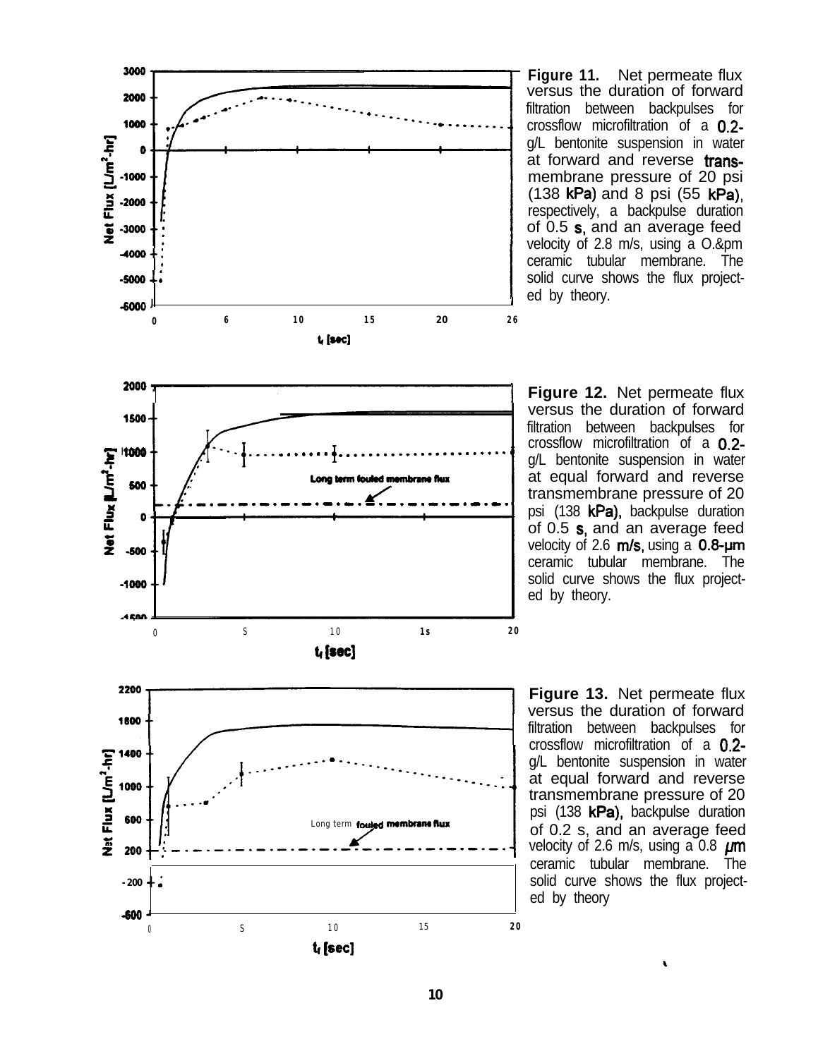**Figure 11.** Net permeate flux versus the duration of forward filtration between backpulses for crossflow microfiltration of a 0.2-g/L bentonite suspension in water at forward and reverse trans-membrane pressure of 20 psi (138 kPa) and 8 psi (55 kPa), respectively, a backpulse duration of 0.5 s, and an average feed velocity of 2.8 m/s, using a 0.8-μm ceramic tubular membrane. The solid curve shows the flux projected by theory.

**Figure 12.** Net permeate flux versus the duration of forward filtration between backpulses for crossflow microfiltration of a 0.2-g/L bentonite suspension in water at equal forward and reverse transmembrane pressure of 20 psi (138 kPa), backpulse duration of 0.5 s, and an average feed velocity of 2.6 m/s, using a 0.8-μm ceramic tubular membrane. The solid curve shows the flux projected by theory.

**Figure 13.** Net permeate flux versus the duration of forward filtration between backpulses for crossflow microfiltration of a 0.2-g/L bentonite suspension in water at equal forward and reverse transmembrane pressure of 20 psi (138 kPa), backpulse duration of 0.2 s, and an average feed velocity of 2.6 m/s, using a 0.8 μm ceramic tubular membrane. The solid curve shows the flux projected by theory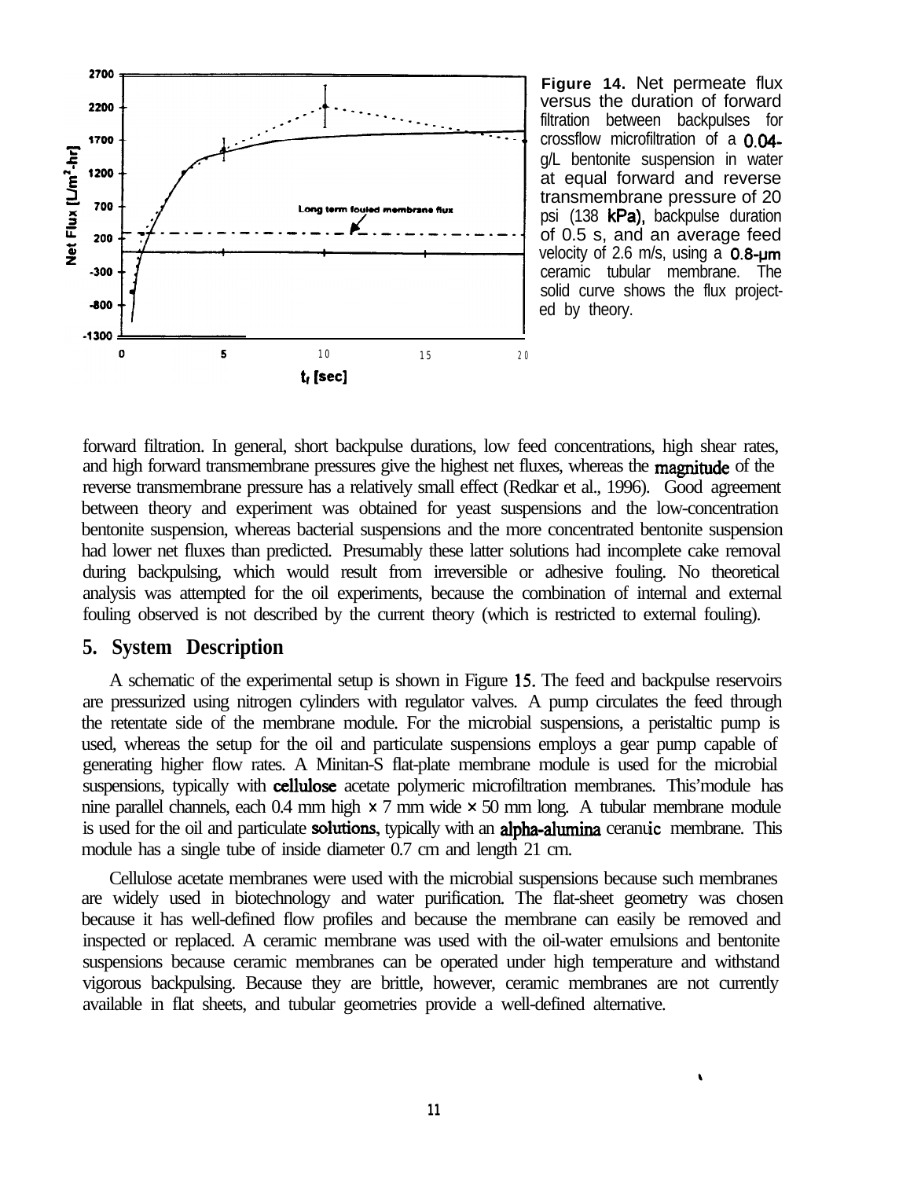**Figure 14.** Net permeate flux versus the duration of forward filtration between backpulses for crossflow microfiltration of a 0.04-g/L bentonite suspension in water at equal forward and reverse transmembrane pressure of 20 psi (138 kPa), backpulse duration of 0.5 s, and an average feed velocity of 2.6 m/s, using a 0.8-μm ceramic tubular membrane. The solid curve shows the flux projected by theory.

forward filtration. In general, short backpulse durations, low feed concentrations, high shear rates, and high forward transmembrane pressures give the highest net fluxes, whereas the magnitude of the reverse transmembrane pressure has a relatively small effect (Redkar et al., 1996). Good agreement between theory and experiment was obtained for yeast suspensions and the low-concentration bentonite suspension, whereas bacterial suspensions and the more concentrated bentonite suspension had lower net fluxes than predicted. Presumably these latter solutions had incomplete cake removal during backpulsing, which would result from irreversible or adhesive fouling. No theoretical analysis was attempted for the oil experiments, because the combination of internal and external fouling observed is not described by the current theory (which is restricted to external fouling).

## 5. System Description

A schematic of the experimental setup is shown in Figure 15. The feed and backpulse reservoirs are pressurized using nitrogen cylinders with regulator valves. A pump circulates the feed through the retentate side of the membrane module. For the microbial suspensions, a peristaltic pump is used, whereas the setup for the oil and particulate suspensions employs a gear pump capable of generating higher flow rates. A Minitan-S flat-plate membrane module is used for the microbial suspensions, typically with cellulose acetate polymeric microfiltration membranes. This'module has nine parallel channels, each 0.4 mm high × 7 mm wide × 50 mm long. A tubular membrane module is used for the oil and particulate solutions, typically with an alpha-alumina ceranuic membrane. This module has a single tube of inside diameter 0.7 cm and length 21 cm.

Cellulose acetate membranes were used with the microbial suspensions because such membranes are widely used in biotechnology and water purification. The flat-sheet geometry was chosen because it has well-defined flow profiles and because the membrane can easily be removed and inspected or replaced. A ceramic membrane was used with the oil-water emulsions and bentonite suspensions because ceramic membranes can be operated under high temperature and withstand vigorous backpulsing. Because they are brittle, however, ceramic membranes are not currently available in flat sheets, and tubular geometries provide a well-defined alternative.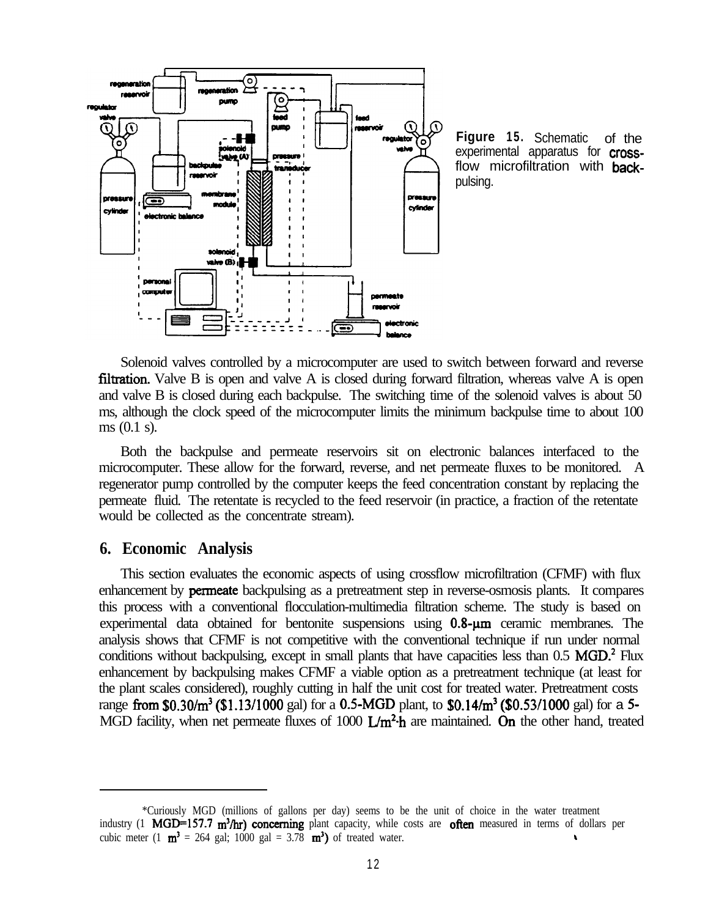**Figure 15.** Schematic of the experimental apparatus for cross-flow microfiltration with back-pulsing.

Solenoid valves controlled by a microcomputer are used to switch between forward and reverse filtration. Valve B is open and valve A is closed during forward filtration, whereas valve A is open and valve B is closed during each backpulse. The switching time of the solenoid valves is about 50 ms, although the clock speed of the microcomputer limits the minimum backpulse time to about 100 ms (0.1 s).

Both the backpulse and permeate reservoirs sit on electronic balances interfaced to the microcomputer. These allow for the forward, reverse, and net permeate fluxes to be monitored. A regenerator pump controlled by the computer keeps the feed concentration constant by replacing the permeate fluid. The retentate is recycled to the feed reservoir (in practice, a fraction of the retentate would be collected as the concentrate stream).

## 6. Economic Analysis

This section evaluates the economic aspects of using crossflow microfiltration (CFMF) with flux enhancement by permeate backpulsing as a pretreatment step in reverse-osmosis plants. It compares this process with a conventional flocculation-multimedia filtration scheme. The study is based on experimental data obtained for bentonite suspensions using 0.8-μm ceramic membranes. The analysis shows that CFMF is not competitive with the conventional technique if run under normal conditions without backpulsing, except in small plants that have capacities less than 0.5 MGD.[2] Flux enhancement by backpulsing makes CFMF a viable option as a pretreatment technique (at least for the plant scales considered), roughly cutting in half the unit cost for treated water. Pretreatment costs range from $0.30/m^3$ ($1.13/1000 gal) for a 0.5-MGD plant, to $0.14/m^3$ ($0.53/1000 gal) for a 5-MGD facility, when net permeate fluxes of 1000 $L/m^2{\cdot}h$ are maintained. On the other hand, treated

---

*Curiously MGD (millions of gallons per day) seems to be the unit of choice in the water treatment industry (1 MGD=157.7 $m^3/hr$) concerning plant capacity, while costs are often measured in terms of dollars per cubic meter (1 $m^3$ = 264 gal; 1000 gal = 3.78 $m^3$) of treated water.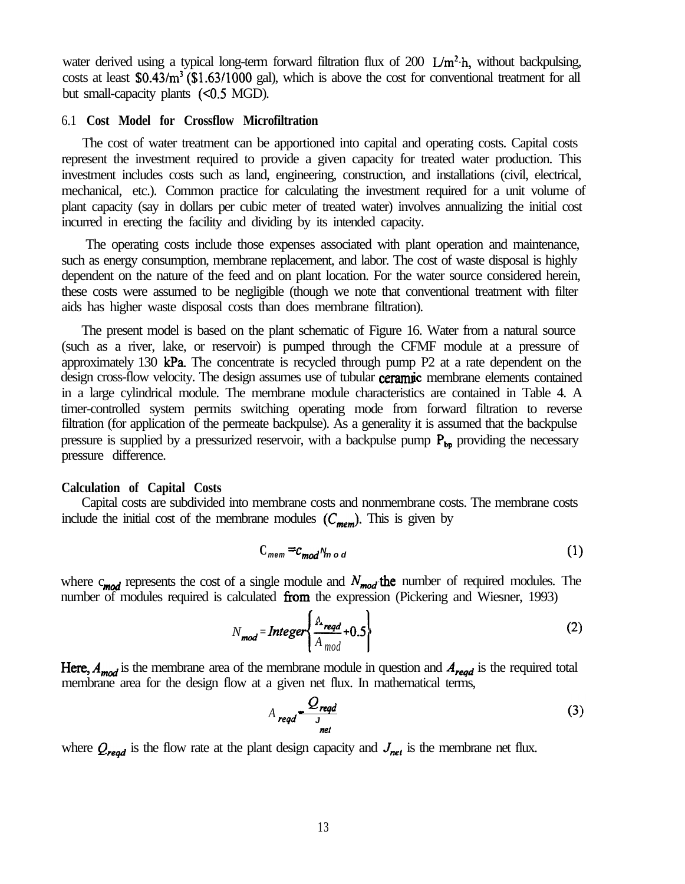water derived using a typical long-term forward filtration flux of 200 $L/m^2 \cdot h$, without backpulsing, costs at least $0.43/m$^3$ ($1.63/1000 gal), which is above the cost for conventional treatment for all but small-capacity plants (<0.5 MGD).

### 6.1 Cost Model for Crossflow Microfiltration

The cost of water treatment can be apportioned into capital and operating costs. Capital costs represent the investment required to provide a given capacity for treated water production. This investment includes costs such as land, engineering, construction, and installations (civil, electrical, mechanical, etc.). Common practice for calculating the investment required for a unit volume of plant capacity (say in dollars per cubic meter of treated water) involves annualizing the initial cost incurred in erecting the facility and dividing by its intended capacity.

The operating costs include those expenses associated with plant operation and maintenance, such as energy consumption, membrane replacement, and labor. The cost of waste disposal is highly dependent on the nature of the feed and on plant location. For the water source considered herein, these costs were assumed to be negligible (though we note that conventional treatment with filter aids has higher waste disposal costs than does membrane filtration).

The present model is based on the plant schematic of Figure 16. Water from a natural source (such as a river, lake, or reservoir) is pumped through the CFMF module at a pressure of approximately 130 kPa. The concentrate is recycled through pump P2 at a rate dependent on the design cross-flow velocity. The design assumes use of tubular ceramic membrane elements contained in a large cylindrical module. The membrane module characteristics are contained in Table 4. A timer-controlled system permits switching operating mode from forward filtration to reverse filtration (for application of the permeate backpulse). As a generality it is assumed that the backpulse pressure is supplied by a pressurized reservoir, with a backpulse pump $P_{bp}$ providing the necessary pressure difference.

**Calculation of Capital Costs**

Capital costs are subdivided into membrane costs and nonmembrane costs. The membrane costs include the initial cost of the membrane modules ($C_{mem}$). This is given by

$$C_{mem} = c_{mod} N_{mod} \tag{1}$$

where $c_{mod}$ represents the cost of a single module and $N_{mod}$ the number of required modules. The number of modules required is calculated from the expression (Pickering and Wiesner, 1993)

$$N_{mod} = Integer\left\{\frac{A_{reqd}}{A_{mod}} + 0.5\right\} \tag{2}$$

Here, $A_{mod}$ is the membrane area of the membrane module in question and $A_{reqd}$ is the required total membrane area for the design flow at a given net flux. In mathematical terms,

$$A_{reqd} = \frac{Q_{reqd}}{J_{net}} \tag{3}$$

where $Q_{reqd}$ is the flow rate at the plant design capacity and $J_{net}$ is the membrane net flux.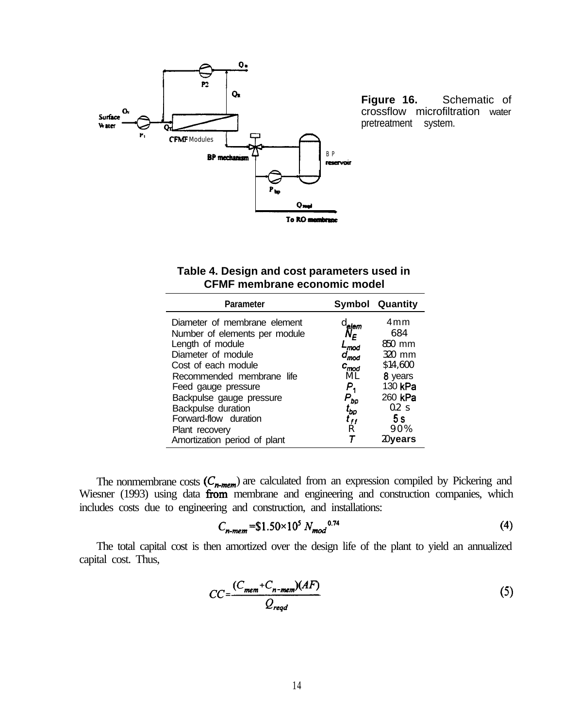Figure 16. Schematic of crossflow microfiltration water pretreatment system.

**Table 4. Design and cost parameters used in CFMF membrane economic model**

| Parameter | Symbol | Quantity |
|---|---|---|
| Diameter of membrane element | $d_{elem}$ | 4 mm |
| Number of elements per module | $N_E$ | 684 |
| Length of module | $L_{mod}$ | 850 mm |
| Diameter of module | $d_{mod}$ | 320 mm |
| Cost of each module | $c_{mod}$ | $14,600 |
| Recommended membrane life | ML | 8 years |
| Feed gauge pressure | $P_1$ | 130 kPa |
| Backpulse gauge pressure | $P_{bp}$ | 260 kPa |
| Backpulse duration | $t_{bp}$ | 0.2 s |
| Forward-flow duration | $t_{ff}$ | 5 s |
| Plant recovery | R | 90% |
| Amortization period of plant | $T$ | 20 years |

The nonmembrane costs ($C_{n\text{-}mem}$) are calculated from an expression compiled by Pickering and Wiesner (1993) using data from membrane and engineering and construction companies, which includes costs due to engineering and construction, and installations:

$$C_{n\text{-}mem} = \$1.50 \times 10^5 \, N_{mod}^{\;0.74} \tag{4}$$

The total capital cost is then amortized over the design life of the plant to yield an annualized capital cost. Thus,

$$CC = \frac{(C_{mem} + C_{n\text{-}mem})(AF)}{Q_{reqd}} \tag{5}$$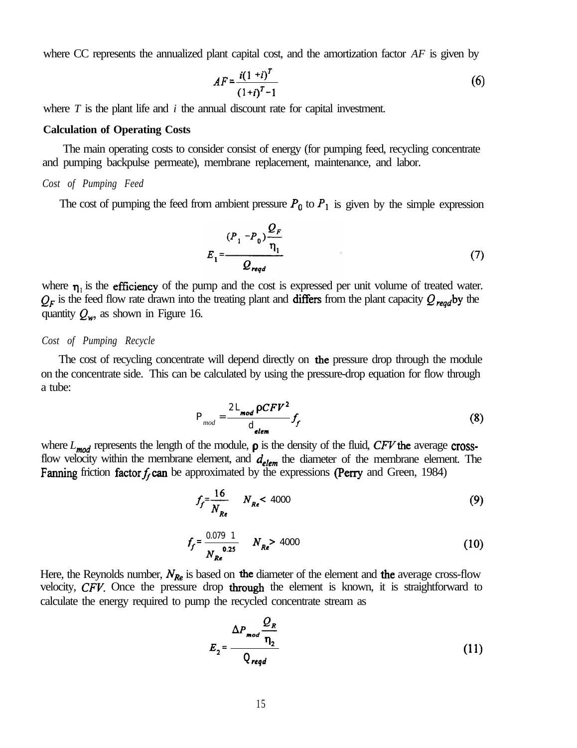where CC represents the annualized plant capital cost, and the amortization factor $AF$ is given by

$$AF = \frac{i(1+i)^T}{(1+i)^T - 1} \tag{6}$$

where $T$ is the plant life and $i$ the annual discount rate for capital investment.

**Calculation of Operating Costs**

The main operating costs to consider consist of energy (for pumping feed, recycling concentrate and pumping backpulse permeate), membrane replacement, maintenance, and labor.

*Cost of Pumping Feed*

The cost of pumping the feed from ambient pressure $P_0$ to $P_1$ is given by the simple expression

$$E_1 = \frac{(P_1 - P_0)\frac{Q_F}{\eta_1}}{Q_{reqd}} \tag{7}$$

where $\eta_1$ is the efficiency of the pump and the cost is expressed per unit volume of treated water. $Q_F$ is the feed flow rate drawn into the treating plant and differs from the plant capacity $Q_{reqd}$ by the quantity $Q_w$, as shown in Figure 16.

*Cost of Pumping Recycle*

The cost of recycling concentrate will depend directly on the pressure drop through the module on the concentrate side. This can be calculated by using the pressure-drop equation for flow through a tube:

$$P_{mod} = \frac{2L_{mod}\,\rho CFV^2}{d_{elem}} f_f \tag{8}$$

where $L_{mod}$ represents the length of the module, $\rho$ is the density of the fluid, $CFV$ the average cross-flow velocity within the membrane element, and $d_{elem}$ the diameter of the membrane element. The Fanning friction factor $f_f$ can be approximated by the expressions (Perry and Green, 1984)

$$f_f = \frac{16}{N_{Re}} \qquad N_{Re} < 4000 \tag{9}$$

$$f_f = \frac{0.079\ 1}{N_{Re}^{\ 0.25}} \qquad N_{Re} > 4000 \tag{10}$$

Here, the Reynolds number, $N_{Re}$ is based on the diameter of the element and the average cross-flow velocity, $CFV$. Once the pressure drop through the element is known, it is straightforward to calculate the energy required to pump the recycled concentrate stream as

$$E_2 = \frac{\Delta P_{mod}\frac{Q_R}{\eta_2}}{Q_{reqd}} \tag{11}$$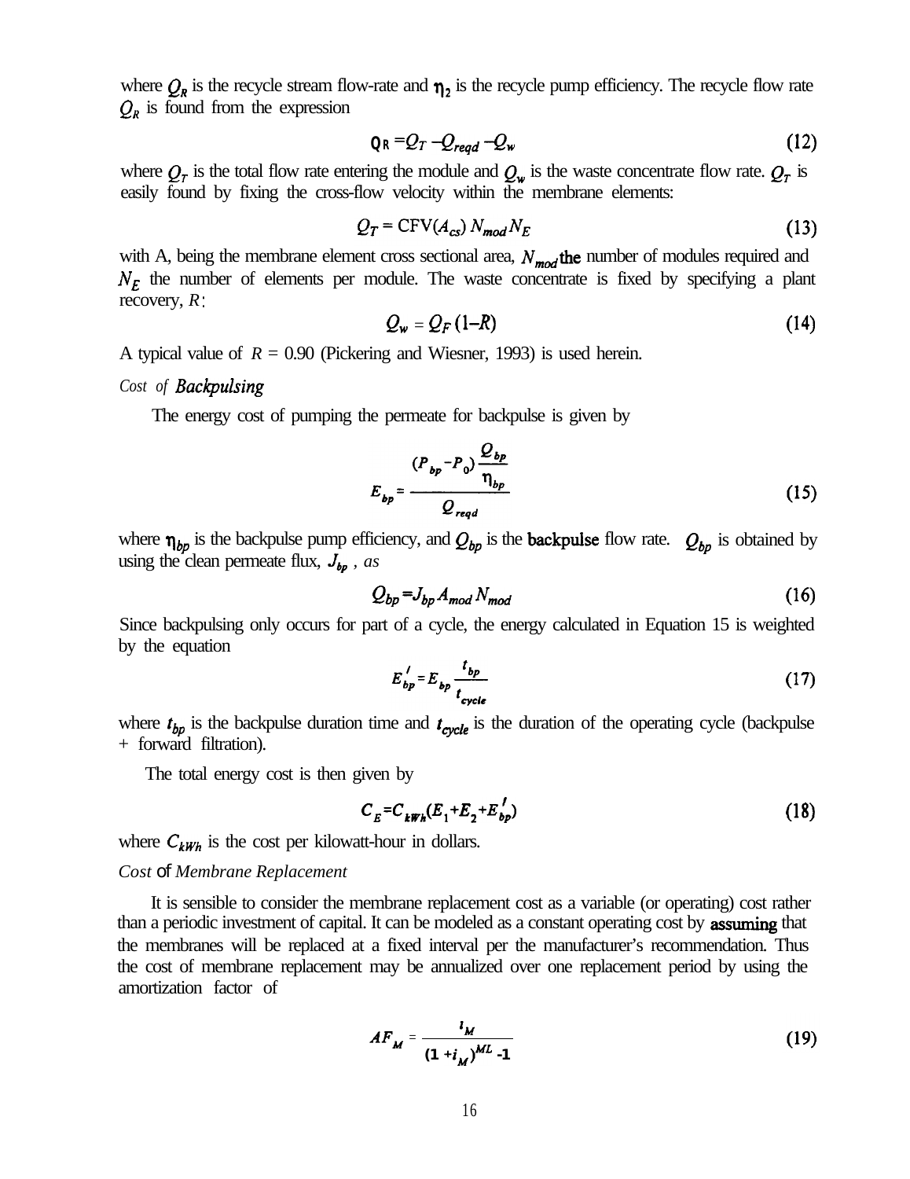where $Q_R$ is the recycle stream flow-rate and $\eta_2$ is the recycle pump efficiency. The recycle flow rate $Q_R$ is found from the expression

$$Q_R = Q_T - Q_{reqd} - Q_w \tag{12}$$

where $Q_T$ is the total flow rate entering the module and $Q_w$ is the waste concentrate flow rate. $Q_T$ is easily found by fixing the cross-flow velocity within the membrane elements:

$$Q_T = \text{CFV}(A_{cs})\, N_{mod} N_E \tag{13}$$

with A, being the membrane element cross sectional area, $N_{mod}$ the number of modules required and $N_E$ the number of elements per module. The waste concentrate is fixed by specifying a plant recovery, $R$:

$$Q_w = Q_F\,(1-R) \tag{14}$$

A typical value of $R = 0.90$ (Pickering and Wiesner, 1993) is used herein.

*Cost of Backpulsing*

The energy cost of pumping the permeate for backpulse is given by

$$E_{bp} = \frac{(P_{bp} - P_0)\dfrac{Q_{bp}}{\eta_{bp}}}{Q_{reqd}} \tag{15}$$

where $\eta_{bp}$ is the backpulse pump efficiency, and $Q_{bp}$ is the backpulse flow rate. $Q_{bp}$ is obtained by using the clean permeate flux, $J_{bp}$, *as*

$$Q_{bp} = J_{bp} A_{mod} N_{mod} \tag{16}$$

Since backpulsing only occurs for part of a cycle, the energy calculated in Equation 15 is weighted by the equation

$$E'_{bp} = E_{bp}\frac{t_{bp}}{t_{cycle}} \tag{17}$$

where $t_{bp}$ is the backpulse duration time and $t_{cycle}$ is the duration of the operating cycle (backpulse + forward filtration).

The total energy cost is then given by

$$C_E = C_{kWh}(E_1 + E_2 + E'_{bp}) \tag{18}$$

where $C_{kWh}$ is the cost per kilowatt-hour in dollars.

*Cost of Membrane Replacement*

It is sensible to consider the membrane replacement cost as a variable (or operating) cost rather than a periodic investment of capital. It can be modeled as a constant operating cost by assuming that the membranes will be replaced at a fixed interval per the manufacturer's recommendation. Thus the cost of membrane replacement may be annualized over one replacement period by using the amortization factor of

$$AF_M = \frac{i_M}{(1 + i_M)^{ML} - 1} \tag{19}$$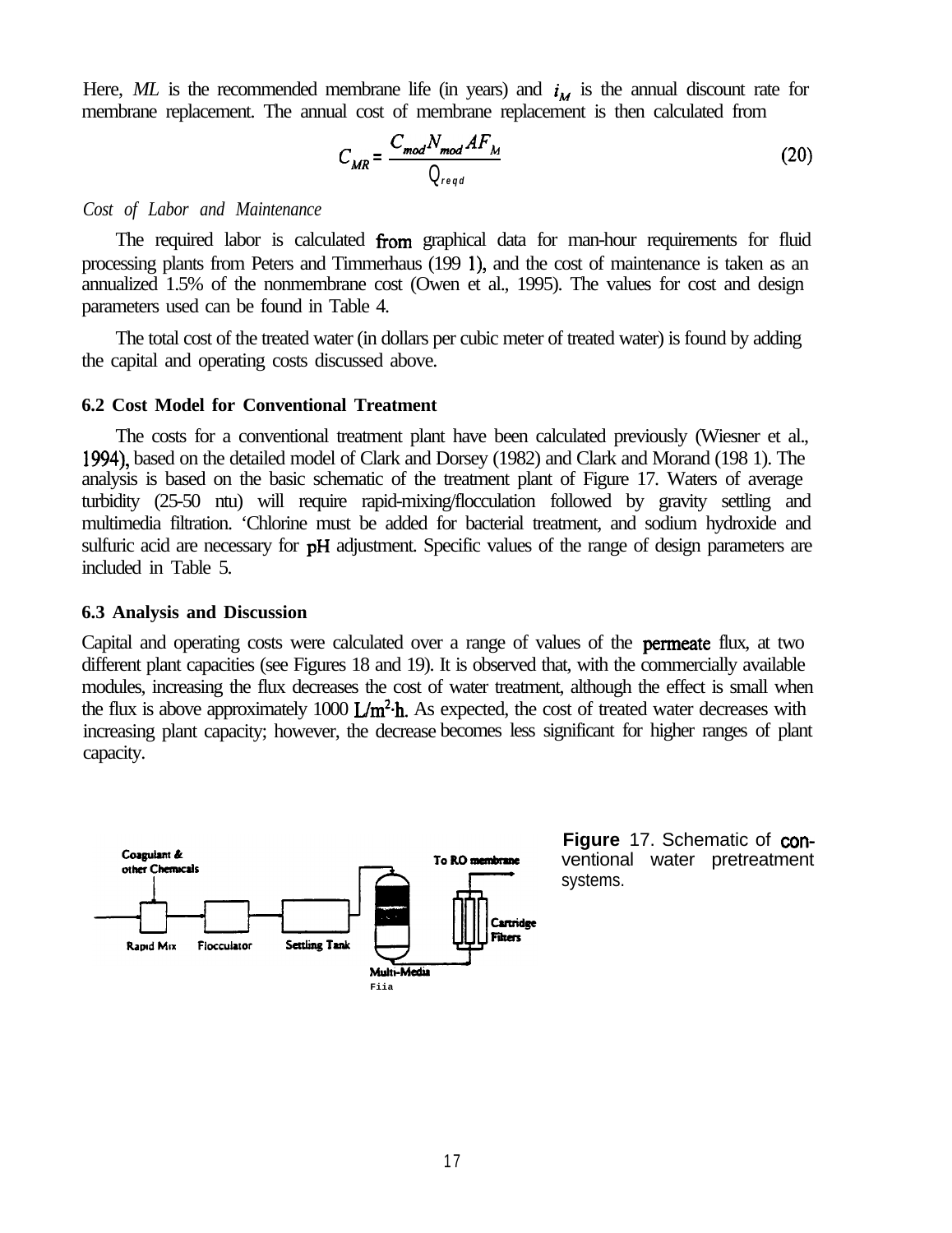Here, *ML* is the recommended membrane life (in years) and $i_M$ is the annual discount rate for membrane replacement. The annual cost of membrane replacement is then calculated from

$$C_{MR} = \frac{C_{mod} N_{mod} AF_M}{Q_{reqd}} \tag{20}$$

*Cost of Labor and Maintenance*

The required labor is calculated from graphical data for man-hour requirements for fluid processing plants from Peters and Timmerhaus (1991), and the cost of maintenance is taken as an annualized 1.5% of the nonmembrane cost (Owen et al., 1995). The values for cost and design parameters used can be found in Table 4.

The total cost of the treated water (in dollars per cubic meter of treated water) is found by adding the capital and operating costs discussed above.

### 6.2 Cost Model for Conventional Treatment

The costs for a conventional treatment plant have been calculated previously (Wiesner et al., 1994), based on the detailed model of Clark and Dorsey (1982) and Clark and Morand (1981). The analysis is based on the basic schematic of the treatment plant of Figure 17. Waters of average turbidity (25-50 ntu) will require rapid-mixing/flocculation followed by gravity settling and multimedia filtration. 'Chlorine must be added for bacterial treatment, and sodium hydroxide and sulfuric acid are necessary for pH adjustment. Specific values of the range of design parameters are included in Table 5.

### 6.3 Analysis and Discussion

Capital and operating costs were calculated over a range of values of the permeate flux, at two different plant capacities (see Figures 18 and 19). It is observed that, with the commercially available modules, increasing the flux decreases the cost of water treatment, although the effect is small when the flux is above approximately 1000 $L/m^2 \cdot h$. As expected, the cost of treated water decreases with increasing plant capacity; however, the decrease becomes less significant for higher ranges of plant capacity.

Coagulant & other Chemicals — Rapid Mix — Flocculator — Settling Tank — Multi-Media Filter — Cartridge Filters — To RO membrane

**Figure** 17. Schematic of conventional water pretreatment systems.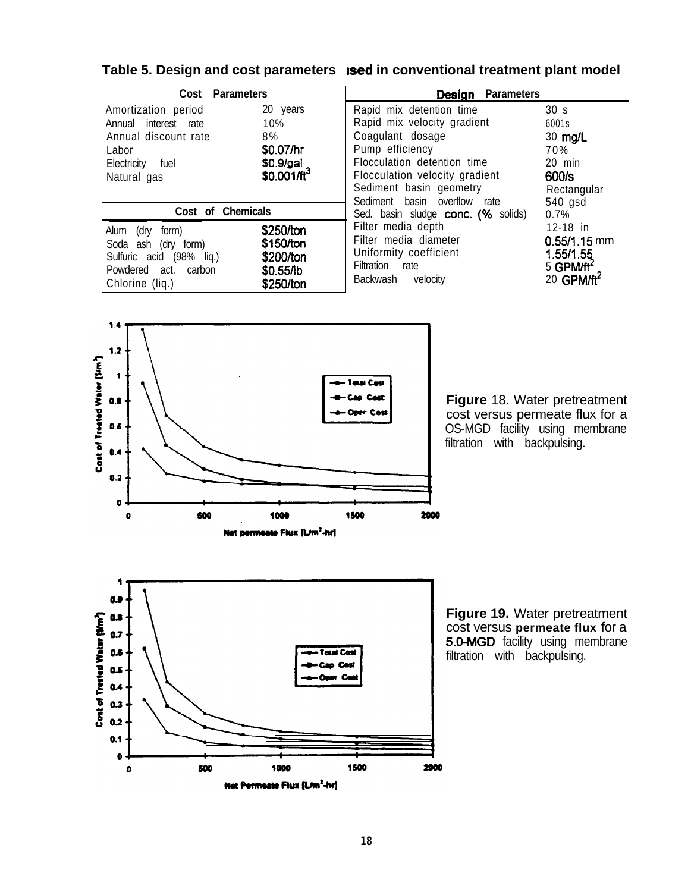**Table 5. Design and cost parameters used in conventional treatment plant model**

| Cost Parameters | | Design Parameters | |
|---|---|---|---|
| Amortization period | 20 years | Rapid mix detention time | 30 s |
| Annual interest rate | 10% | Rapid mix velocity gradient | 600/s |
| Annual discount rate | 8% | Coagulant dosage | 30 mg/L |
| Labor | $0.07/hr | Pump efficiency | 70% |
| Electricity fuel | $0.9/gal | Flocculation detention time | 20 min |
| Natural gas | $0.001/ft$^3$ | Flocculation velocity gradient | 600/s |
| | | Sediment basin geometry | Rectangular |
| | | Sediment basin overflow rate | 540 gsd |
| **Cost of Chemicals** | | Sed. basin sludge conc. (% solids) | 0.7% |
| Alum (dry form) | $250/ton | Filter media depth | 12-18 in |
| Soda ash (dry form) | $150/ton | Filter media diameter | 0.55/1.15 mm |
| Sulfuric acid (98% liq.) | $200/ton | Uniformity coefficient | 1.55/1.55 |
| Powdered act. carbon | $0.55/lb | Filtration rate | 5 GPM/ft$^2$ |
| Chlorine (liq.) | $250/ton | Backwash velocity | 20 GPM/ft$^2$ |

**Figure** 18. Water pretreatment cost versus permeate flux for a 0.5-MGD facility using membrane filtration with backpulsing.

**Figure 19.** Water pretreatment cost versus **permeate flux** for a 5.0-MGD facility using membrane filtration with backpulsing.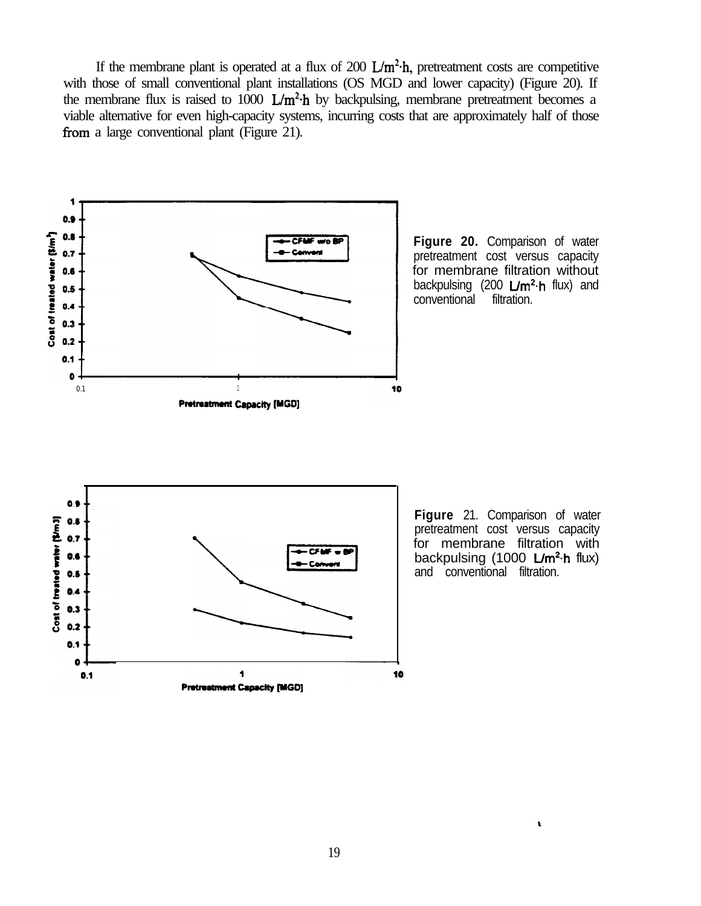If the membrane plant is operated at a flux of 200 $L/m^2 \cdot h$, pretreatment costs are competitive with those of small conventional plant installations (OS MGD and lower capacity) (Figure 20). If the membrane flux is raised to 1000 $L/m^2 \cdot h$ by backpulsing, membrane pretreatment becomes a viable alternative for even high-capacity systems, incurring costs that are approximately half of those from a large conventional plant (Figure 21).

**Figure 20.** Comparison of water pretreatment cost versus capacity for membrane filtration without backpulsing (200 $L/m^2 \cdot h$ flux) and conventional filtration.

**Figure** 21. Comparison of water pretreatment cost versus capacity for membrane filtration with backpulsing (1000 $L/m^2 \cdot h$ flux) and conventional filtration.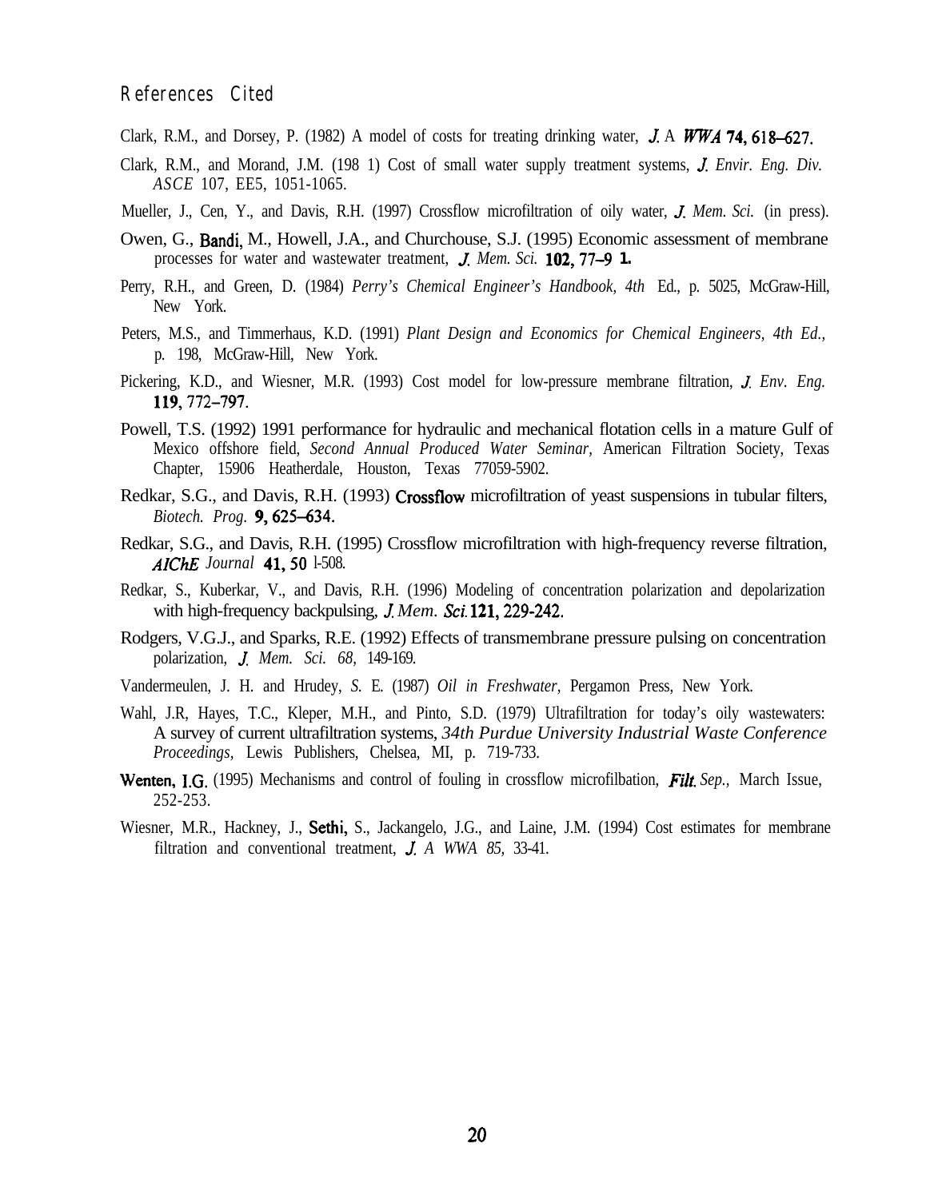## References Cited

Clark, R.M., and Dorsey, P. (1982) A model of costs for treating drinking water, *J.* A *WWA* **74, 618–627.**

Clark, R.M., and Morand, J.M. (198 1) Cost of small water supply treatment systems, *J. Envir. Eng. Div. ASCE* 107, EE5, 1051-1065.

Mueller, J., Cen, Y., and Davis, R.H. (1997) Crossflow microfiltration of oily water, *J. Mem. Sci.* (in press).

Owen, G., Bandi, M., Howell, J.A., and Churchouse, S.J. (1995) Economic assessment of membrane processes for water and wastewater treatment, *J. Mem. Sci.* **102, 77–9 1.**

Perry, R.H., and Green, D. (1984) *Perry's Chemical Engineer's Handbook, 4th* Ed., p. 5025, McGraw-Hill, New York.

Peters, M.S., and Timmerhaus, K.D. (1991) *Plant Design and Economics for Chemical Engineers, 4th Ed.,* p. 198, McGraw-Hill, New York.

Pickering, K.D., and Wiesner, M.R. (1993) Cost model for low-pressure membrane filtration, *J. Env. Eng.* **119**, 772–797.

Powell, T.S. (1992) 1991 performance for hydraulic and mechanical flotation cells in a mature Gulf of Mexico offshore field, *Second Annual Produced Water Seminar*, American Filtration Society, Texas Chapter, 15906 Heatherdale, Houston, Texas 77059-5902.

Redkar, S.G., and Davis, R.H. (1993) Crossflow microfiltration of yeast suspensions in tubular filters, *Biotech. Prog.* **9, 625–634.**

Redkar, S.G., and Davis, R.H. (1995) Crossflow microfiltration with high-frequency reverse filtration, *AIChE Journal* **41, 50** l-508.

Redkar, S., Kuberkar, V., and Davis, R.H. (1996) Modeling of concentration polarization and depolarization with high-frequency backpulsing, *J. Mem. Sci.* **121, 229-242.**

Rodgers, V.G.J., and Sparks, R.E. (1992) Effects of transmembrane pressure pulsing on concentration polarization, *J. Mem. Sci. 68,* 149-169.

Vandermeulen, J. H. and Hrudey, *S.* E. (1987) *Oil in Freshwater,* Pergamon Press, New York.

Wahl, J.R, Hayes, T.C., Kleper, M.H., and Pinto, S.D. (1979) Ultrafiltration for today's oily wastewaters: A survey of current ultrafiltration systems, *34th Purdue University Industrial Waste Conference Proceedings,* Lewis Publishers, Chelsea, MI, p. 719-733.

Wenten, I.G. (1995) Mechanisms and control of fouling in crossflow microfilbation, *Filt. Sep.,* March Issue, 252-253.

Wiesner, M.R., Hackney, J., Sethi, S., Jackangelo, J.G., and Laine, J.M. (1994) Cost estimates for membrane filtration and conventional treatment, *J. A WWA 85,* 33-41.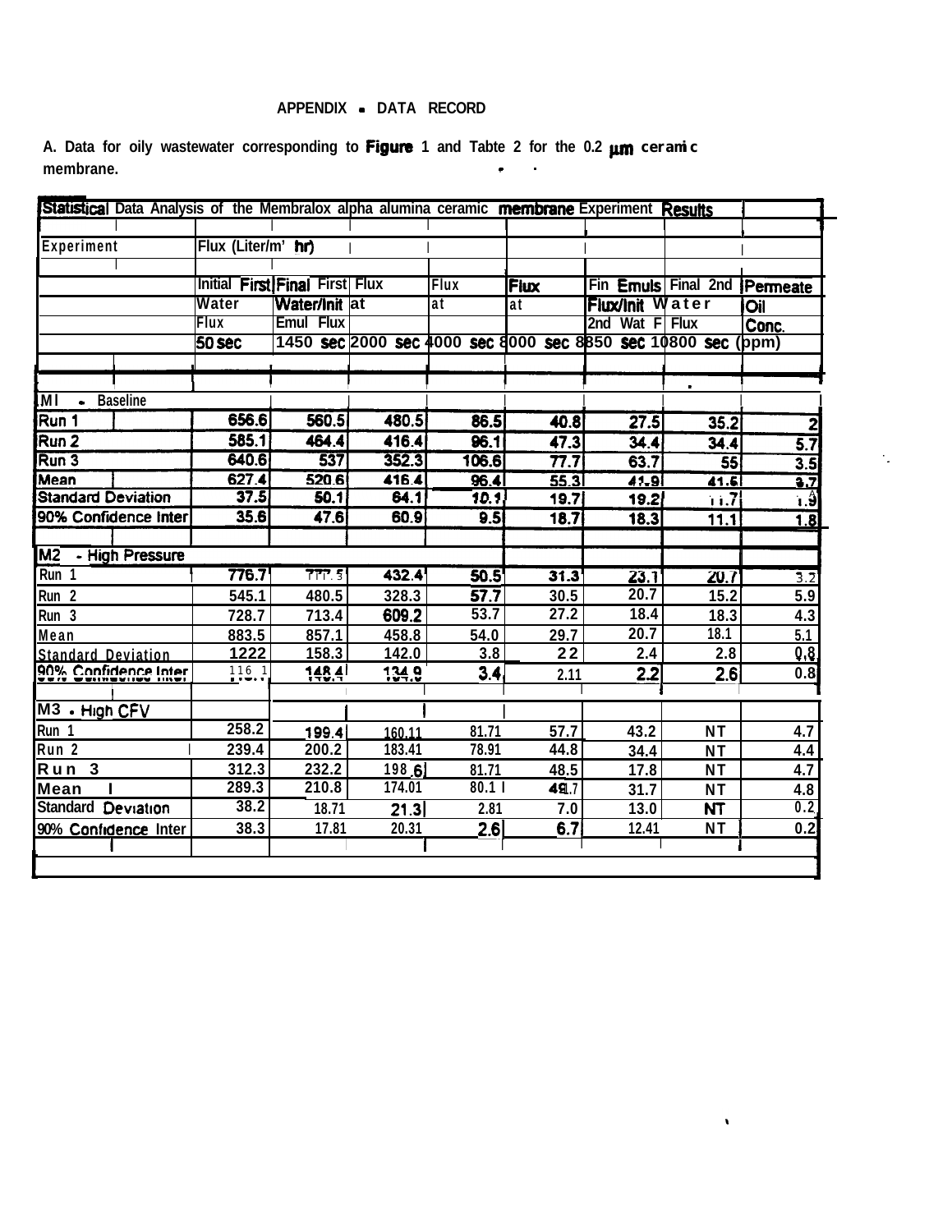APPENDIX - DATA RECORD

A. Data for oily wastewater corresponding to Figure 1 and Tabte 2 for the 0.2 μm ceramic membrane.

| Statistical Data Analysis of the Membralox alpha alumina ceramic membrane Experiment Results | | | | | | | | |
|---|---|---|---|---|---|---|---|---|
| Experiment | Flux (Liter/m' hr) | | | | | | | |
| | Initial First Water Flux 50 sec | Final First Water/Init Emul Flux 1450 sec | Flux at 2000 sec | Flux at 4000 sec | Flux at 8000 sec | Fin Emuls Flux/Init 2nd Wat F 8850 sec | Final 2nd Water Flux 10800 sec | Permeate Oil Conc. (ppm) |
| M1 - Baseline | | | | | | | | |
| Run 1 | 656.6 | 560.5 | 480.5 | 86.5 | 40.8 | 27.5 | 35.2 | 2 |
| Run 2 | 585.1 | 464.4 | 416.4 | 96.1 | 47.3 | 34.4 | 34.4 | 5.7 |
| Run 3 | 640.6 | 537 | 352.3 | 106.6 | 77.7 | 63.7 | 55 | 3.5 |
| Mean | 627.4 | 520.6 | 416.4 | 96.4 | 55.3 | 41.9 | 41.6 | 3.7 |
| Standard Deviation | 37.5 | 50.1 | 64.1 | 10.1 | 19.7 | 19.2 | 11.7 | 1.9 |
| 90% Confidence Inter | 35.6 | 47.6 | 60.9 | 9.5 | 18.7 | 18.3 | 11.1 | 1.8 |
| M2 - High Pressure | | | | | | | | |
| Run 1 | 776.7 | 777.5 | 432.4 | 50.5 | 31.3 | 23.1 | 20.7 | 3.2 |
| Run 2 | 545.1 | 480.5 | 328.3 | 57.7 | 30.5 | 20.7 | 15.2 | 5.9 |
| Run 3 | 728.7 | 713.4 | 609.2 | 53.7 | 27.2 | 18.4 | 18.3 | 4.3 |
| Mean | 883.5 | 857.1 | 458.8 | 54.0 | 29.7 | 20.7 | 18.1 | 5.1 |
| Standard Deviation | 1222 | 158.3 | 142.0 | 3.8 | 22 | 2.4 | 2.8 | 0.8 |
| 90% Confidence Inter | 116.1 | 148.4 | 134.9 | 3.4 | 2.11 | 2.2 | 2.6 | 0.8 |
| M3 - High CFV | | | | | | | | |
| Run 1 | 258.2 | 199.4 | 160.11 | 81.71 | 57.7 | 43.2 | NT | 4.7 |
| Run 2 | 239.4 | 200.2 | 183.41 | 78.91 | 44.8 | 34.4 | NT | 4.4 |
| Run 3 | 312.3 | 232.2 | 198.6 | 81.71 | 48.5 | 17.8 | NT | 4.7 |
| Mean | 289.3 | 210.8 | 174.01 | 80.1 | 49.7 | 31.7 | NT | 4.8 |
| Standard Deviation | 38.2 | 18.71 | 21.3 | 2.81 | 7.0 | 13.0 | NT | 0.2 |
| 90% Confidence Inter | 38.3 | 17.81 | 20.31 | 2.6 | 6.7 | 12.41 | NT | 0.2 |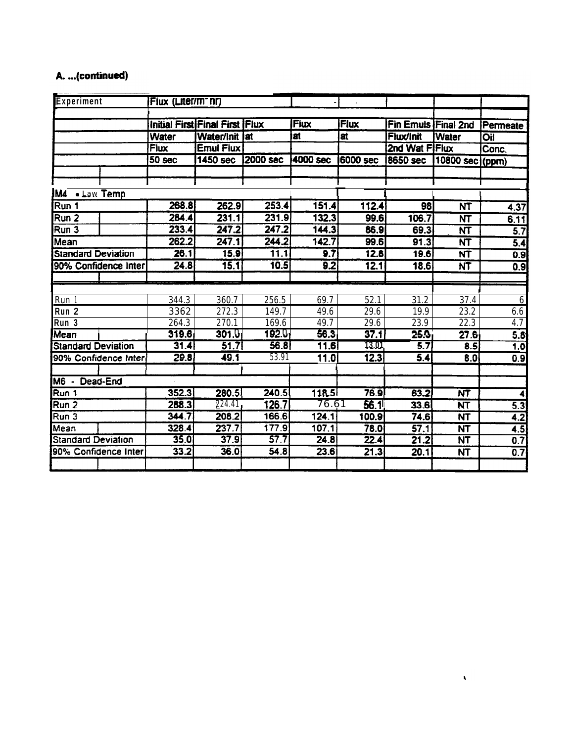**A. ...(continued)**

| Experiment | | Flux (Liter/m² hr) | | | | | | | |
|---|---|---|---|---|---|---|---|---|---|
| | | Initial First Water Flux 50 sec | Final First Water/Init Emul Flux 1450 sec | Flux at 2000 sec | Flux at 4000 sec | Flux at 6000 sec | Fin Emuls Flux/Init 2nd Wat F 8650 sec | Final 2nd Water Flux 10800 sec | Permeate Oil Conc. (ppm) |
| M4 - Low Temp | | | | | | | | | |
| Run 1 | | 268.8 | 262.9 | 253.4 | 151.4 | 112.4 | 98 | NT | 4.37 |
| Run 2 | | 284.4 | 231.1 | 231.9 | 132.3 | 99.6 | 106.7 | NT | 6.11 |
| Run 3 | | 233.4 | 247.2 | 247.2 | 144.3 | 86.9 | 69.3 | NT | 5.7 |
| Mean | | 262.2 | 247.1 | 244.2 | 142.7 | 99.6 | 91.3 | NT | 5.4 |
| Standard Deviation | | 26.1 | 15.9 | 11.1 | 9.7 | 12.8 | 19.6 | NT | 0.9 |
| 90% Confidence Inter | | 24.8 | 15.1 | 10.5 | 9.2 | 12.1 | 18.6 | NT | 0.9 |
| | | | | | | | | | |
| Run 1 | | 344.3 | 360.7 | 256.5 | 69.7 | 52.1 | 31.2 | 37.4 | 6 |
| Run 2 | | 3362 | 272.3 | 149.7 | 49.6 | 29.6 | 19.9 | 23.2 | 6.6 |
| Run 3 | | 264.3 | 270.1 | 169.6 | 49.7 | 29.6 | 23.9 | 22.3 | 4.7 |
| Mean | | 319.6 | 301.0 | 192.0 | 56.3 | 37.1 | 25.0 | 27.6 | 5.8 |
| Standard Deviation | | 31.4 | 51.7 | 56.8 | 11.6 | 13.01 | 5.7 | 8.5 | 1.0 |
| 90% Confidence Inter | | 29.8 | 49.1 | 53.91 | 11.0 | 12.3 | 5.4 | 8.0 | 0.9 |
| | | | | | | | | | |
| M6 - Dead-End | | | | | | | | | |
| Run 1 | | 352.3 | 280.5 | 240.5 | 118.5 | 76.9 | 63.2 | NT | 4 |
| Run 2 | | 288.3 | 224.41 | 126.7 | 76.61 | 56.1 | 33.6 | NT | 5.3 |
| Run 3 | | 344.7 | 208.2 | 166.6 | 124.1 | 100.9 | 74.6 | NT | 4.2 |
| Mean | | 328.4 | 237.7 | 177.9 | 107.1 | 78.0 | 57.1 | NT | 4.5 |
| Standard Deviation | | 35.0 | 37.9 | 57.7 | 24.8 | 22.4 | 21.2 | NT | 0.7 |
| 90% Confidence Inter | | 33.2 | 36.0 | 54.8 | 23.6 | 21.3 | 20.1 | NT | 0.7 |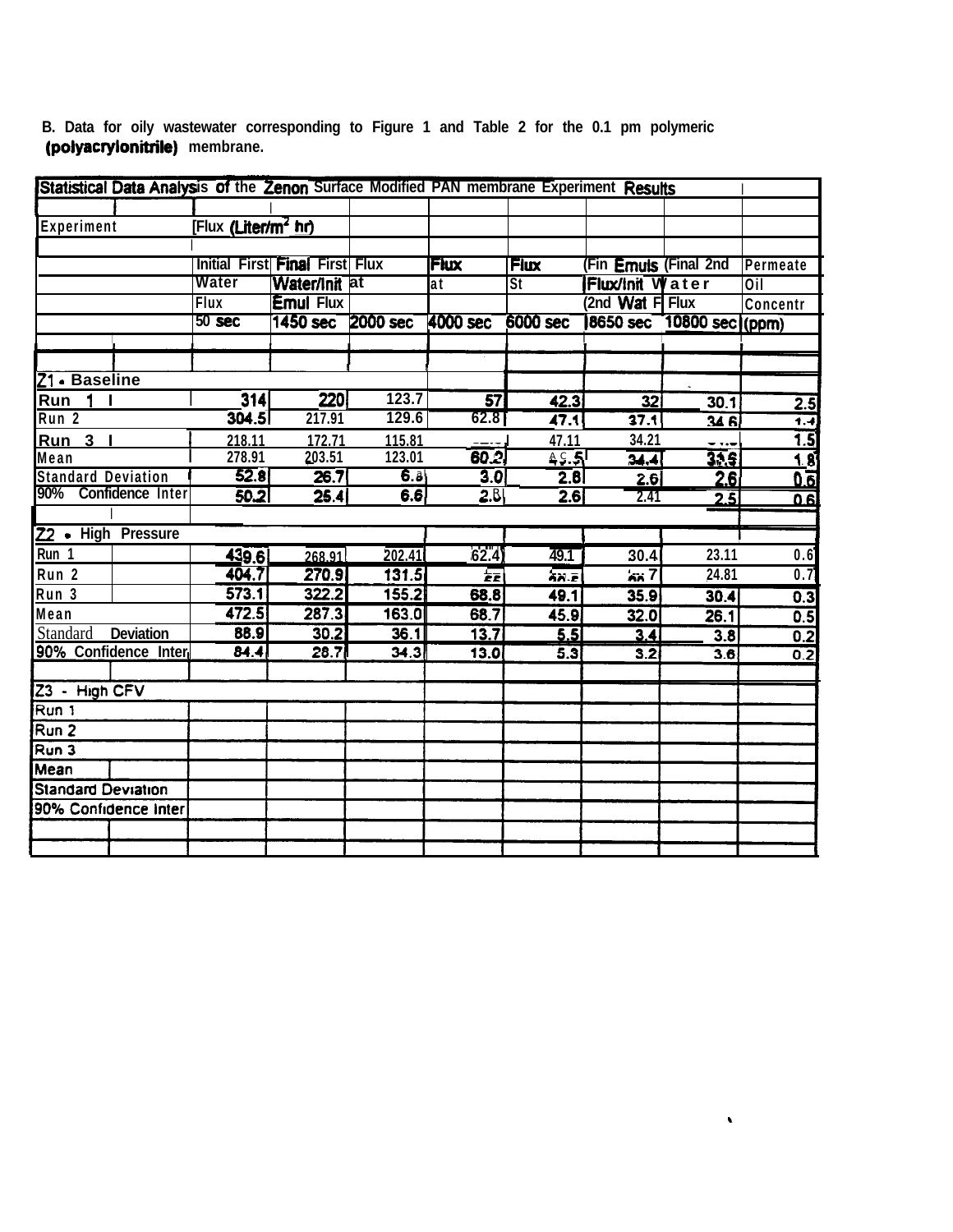B. Data for oily wastewater corresponding to Figure 1 and Table 2 for the 0.1 pm polymeric **(polyacrylonitrile)** membrane.

| Statistical Data Analysis of the Zenon Surface Modified PAN membrane Experiment Results | | | | | | | | |
|---|---|---|---|---|---|---|---|---|
| Experiment | Flux (Liter/m$^2$ hr) | | | | | | | |
| | Initial First Water Flux | Final First Water/Init Emul Flux | Flux at | Flux at | Flux St | (Fin Emuls Flux/Init (2nd Wat F | (Final 2nd Water Flux | Permeate Oil Concentr |
| | 50 sec | 1450 sec | 2000 sec | 4000 sec | 6000 sec | 8650 sec | 10800 sec | (ppm) |
| Z1 - Baseline | | | | | | | | |
| Run 1 | 314 | 220 | 123.7 | 57 | 42.3 | 32 | 30.1 | 2.5 |
| Run 2 | 304.5 | 217.91 | 129.6 | 62.8 | 47.1 | 37.1 | 34.6 | 1.4 |
| Run 3 | 218.11 | 172.71 | 115.81 | | 47.11 | 34.21 | | 1.5 |
| Mean | 278.91 | 203.51 | 123.01 | 60.2 | 45.5 | 34.4 | 31.9 | 1.8 |
| Standard Deviation | 52.8 | 26.7 | 6.8 | 3.0 | 2.8 | 2.6 | 2.6 | 0.6 |
| 90% Confidence Inter | 50.2 | 25.4 | 6.6 | 2.8 | 2.6 | 2.41 | 2.5 | 0.6 |
| Z2 - High Pressure | | | | | | | | |
| Run 1 | 439.6 | 268.91 | 202.41 | 62.4 | 49.1 | 30.4 | 23.11 | 0.6 |
| Run 2 | 404.7 | 270.9 | 131.5 | 55 | 39.5 | 30.7 | 24.81 | 0.7 |
| Run 3 | 573.1 | 322.2 | 155.2 | 68.8 | 49.1 | 35.9 | 30.4 | 0.3 |
| Mean | 472.5 | 287.3 | 163.0 | 68.7 | 45.9 | 32.0 | 26.1 | 0.5 |
| Standard Deviation | 88.9 | 30.2 | 36.1 | 13.7 | 5.5 | 3.4 | 3.8 | 0.2 |
| 90% Confidence Inter | 84.4 | 28.7 | 34.3 | 13.0 | 5.3 | 3.2 | 3.6 | 0.2 |
| Z3 - High CFV | | | | | | | | |
| Run 1 | | | | | | | | |
| Run 2 | | | | | | | | |
| Run 3 | | | | | | | | |
| Mean | | | | | | | | |
| Standard Deviation | | | | | | | | |
| 90% Confidence Inter | | | | | | | | |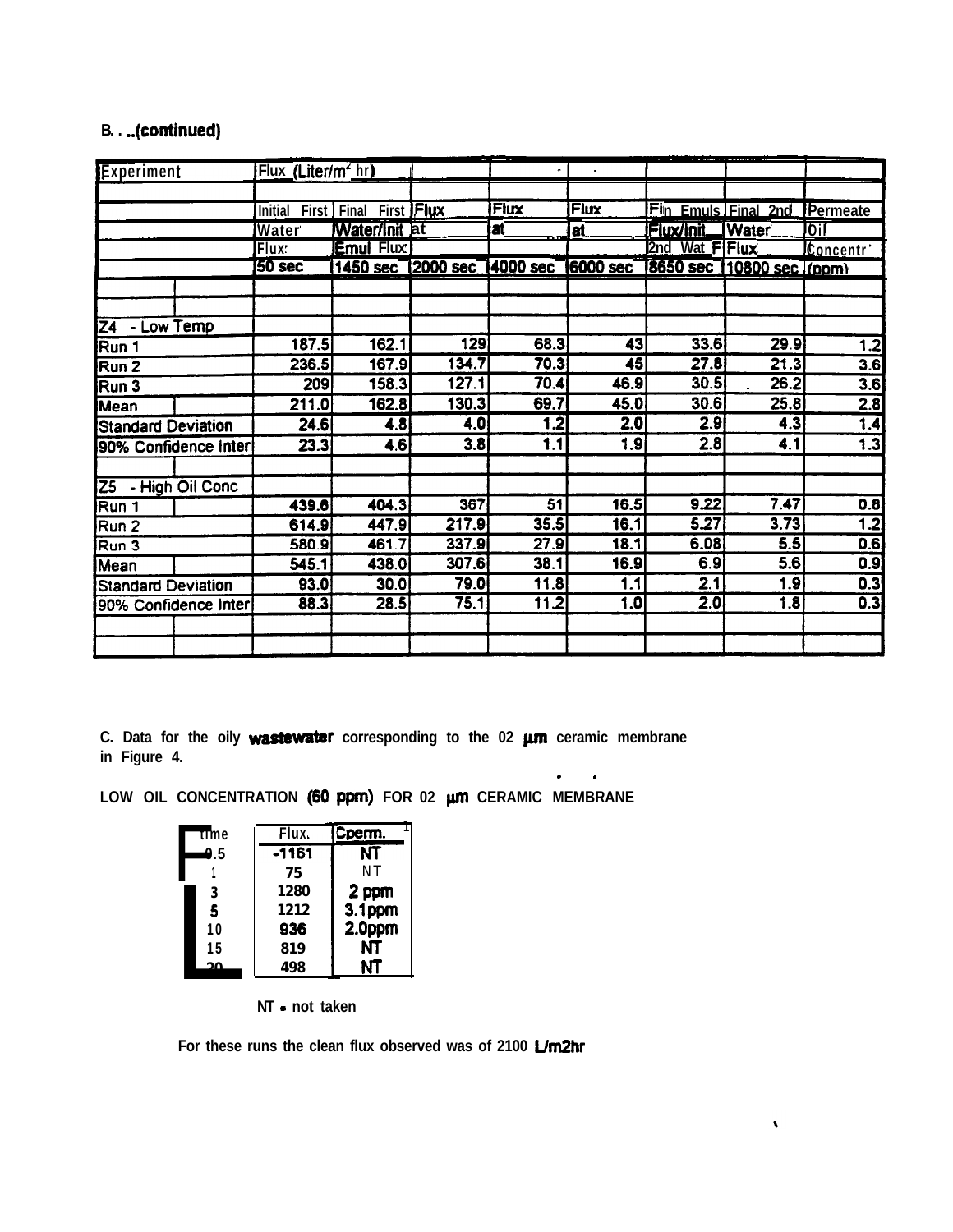B. . ..(continued)

| Experiment | | Flux (Liter/m$^2$ hr) | | | | | | | |
|---|---|---|---|---|---|---|---|---|---|
| | | Initial First Water Flux: 50 sec | Final First Water/Init Emul Flux: 1450 sec | Flux at 2000 sec | Flux at 4000 sec | Flux at 6000 sec | Fin Emuls Flux/Init 2nd Wat F 8650 sec | Final 2nd Water Flux 10800 sec | Permeate Oil Concentr (ppm) |
| Z4 - Low Temp | | | | | | | | | |
| Run 1 | | 187.5 | 162.1 | 129 | 68.3 | 43 | 33.6 | 29.9 | 1.2 |
| Run 2 | | 236.5 | 167.9 | 134.7 | 70.3 | 45 | 27.8 | 21.3 | 3.6 |
| Run 3 | | 209 | 158.3 | 127.1 | 70.4 | 46.9 | 30.5 | 26.2 | 3.6 |
| Mean | | 211.0 | 162.8 | 130.3 | 69.7 | 45.0 | 30.6 | 25.8 | 2.8 |
| Standard Deviation | | 24.6 | 4.8 | 4.0 | 1.2 | 2.0 | 2.9 | 4.3 | 1.4 |
| 90% Confidence Inter | | 23.3 | 4.6 | 3.8 | 1.1 | 1.9 | 2.8 | 4.1 | 1.3 |
| Z5 - High Oil Conc | | | | | | | | | |
| Run 1 | | 439.6 | 404.3 | 367 | 51 | 16.5 | 9.22 | 7.47 | 0.8 |
| Run 2 | | 614.9 | 447.9 | 217.9 | 35.5 | 16.1 | 5.27 | 3.73 | 1.2 |
| Run 3 | | 580.9 | 461.7 | 337.9 | 27.9 | 18.1 | 6.08 | 5.5 | 0.6 |
| Mean | | 545.1 | 438.0 | 307.6 | 38.1 | 16.9 | 6.9 | 5.6 | 0.9 |
| Standard Deviation | | 93.0 | 30.0 | 79.0 | 11.8 | 1.1 | 2.1 | 1.9 | 0.3 |
| 90% Confidence Inter | | 88.3 | 28.5 | 75.1 | 11.2 | 1.0 | 2.0 | 1.8 | 0.3 |

C. Data for the oily wastewater corresponding to the 02 µm ceramic membrane in Figure 4.

LOW OIL CONCENTRATION (60 ppm) FOR 02 µm CERAMIC MEMBRANE

| time | Flux. | Cperm. |
|---|---|---|
| 0.5 | -1161 | NT |
| 1 | 75 | NT |
| 3 | 1280 | 2 ppm |
| 5 | 1212 | 3.1ppm |
| 10 | 936 | 2.0ppm |
| 15 | 819 | NT |
| 20 | 498 | NT |

NT = not taken

For these runs the clean flux observed was of 2100 L/m2hr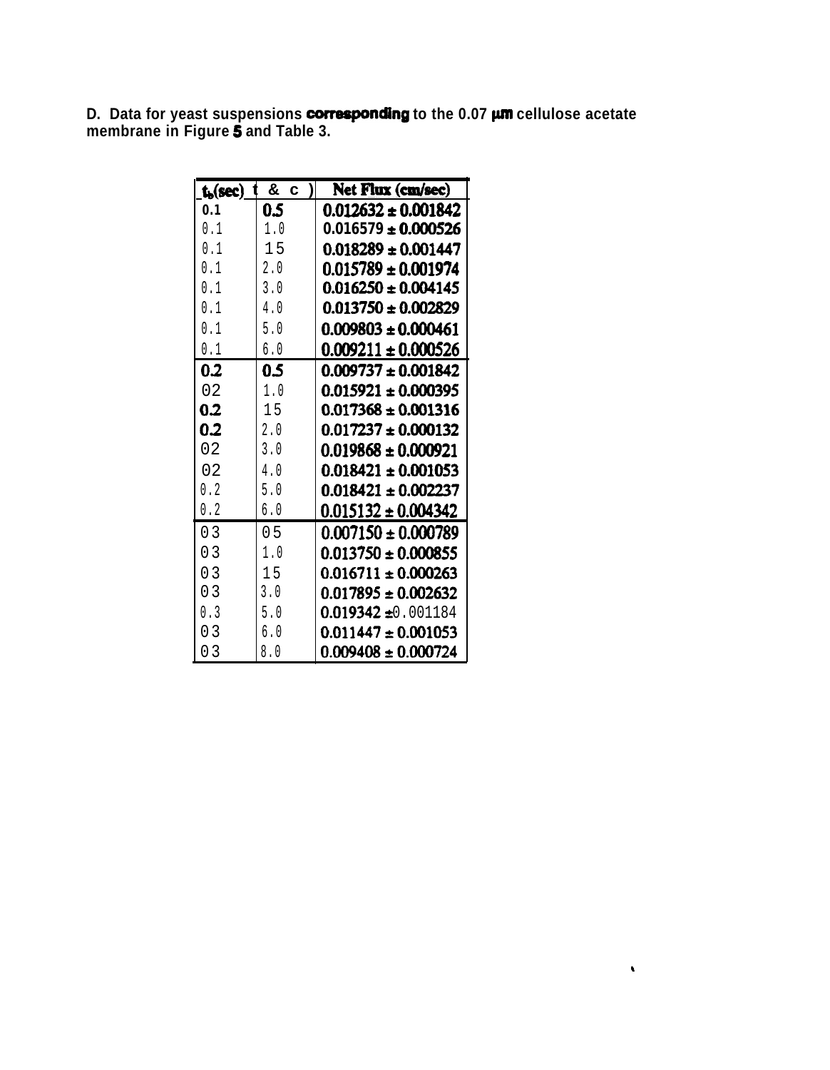D. Data for yeast suspensions corresponding to the 0.07 μm cellulose acetate membrane in Figure 5 and Table 3.

| $t_b$(sec) | t & c ) | Net Flux (cm/sec) |
|---|---|---|
| 0.1 | 0.5 | 0.012632 ± 0.001842 |
| 0.1 | 1.0 | 0.016579 ± 0.000526 |
| 0.1 | 15 | 0.018289 ± 0.001447 |
| 0.1 | 2.0 | 0.015789 ± 0.001974 |
| 0.1 | 3.0 | 0.016250 ± 0.004145 |
| 0.1 | 4.0 | 0.013750 ± 0.002829 |
| 0.1 | 5.0 | 0.009803 ± 0.000461 |
| 0.1 | 6.0 | 0.009211 ± 0.000526 |
| 0.2 | 0.5 | 0.009737 ± 0.001842 |
| 02 | 1.0 | 0.015921 ± 0.000395 |
| 0.2 | 15 | 0.017368 ± 0.001316 |
| 0.2 | 2.0 | 0.017237 ± 0.000132 |
| 02 | 3.0 | 0.019868 ± 0.000921 |
| 02 | 4.0 | 0.018421 ± 0.001053 |
| 0.2 | 5.0 | 0.018421 ± 0.002237 |
| 0.2 | 6.0 | 0.015132 ± 0.004342 |
| 03 | 05 | 0.007150 ± 0.000789 |
| 03 | 1.0 | 0.013750 ± 0.000855 |
| 03 | 15 | 0.016711 ± 0.000263 |
| 03 | 3.0 | 0.017895 ± 0.002632 |
| 0.3 | 5.0 | 0.019342 ±0.001184 |
| 03 | 6.0 | 0.011447 ± 0.001053 |
| 03 | 8.0 | 0.009408 ± 0.000724 |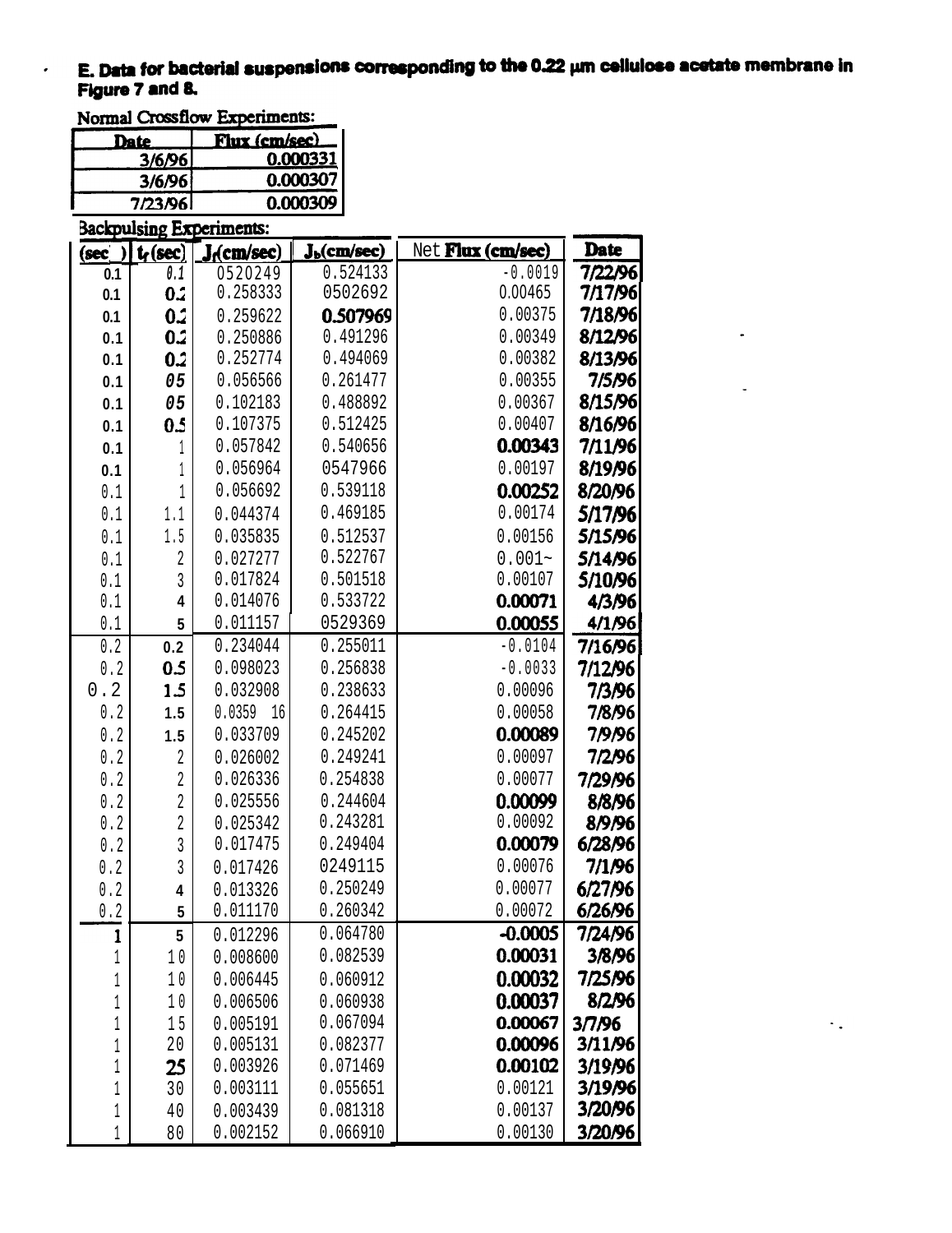**E. Data for bacterial suspensions corresponding to the 0.22 μm cellulose acetate membrane in Figure 7 and 8.**

Normal Crossflow Experiments:

| Date | Flux (cm/sec) |
|---|---|
| 3/6/96 | 0.000331 |
| 3/6/96 | 0.000307 |
| 7/23/96 | 0.000309 |

Backpulsing Experiments:

| $t_b$ (sec) | $t_f$ (sec) | $J_f$(cm/sec) | $J_b$(cm/sec) | Net Flux (cm/sec) | Date |
|---|---|---|---|---|---|
| 0.1 | 0.1 | 0520249 | 0.524133 | -0.0019 | 7/22/96 |
| 0.1 | 0.2 | 0.258333 | 0502692 | 0.00465 | 7/17/96 |
| 0.1 | 0.2 | 0.259622 | 0.507969 | 0.00375 | 7/18/96 |
| 0.1 | 0.2 | 0.250886 | 0.491296 | 0.00349 | 8/12/96 |
| 0.1 | 0.2 | 0.252774 | 0.494069 | 0.00382 | 8/13/96 |
| 0.1 | 05 | 0.056566 | 0.261477 | 0.00355 | 7/5/96 |
| 0.1 | 05 | 0.102183 | 0.488892 | 0.00367 | 8/15/96 |
| 0.1 | 0.5 | 0.107375 | 0.512425 | 0.00407 | 8/16/96 |
| 0.1 | 1 | 0.057842 | 0.540656 | 0.00343 | 7/11/96 |
| 0.1 | 1 | 0.056964 | 0547966 | 0.00197 | 8/19/96 |
| 0.1 | 1 | 0.056692 | 0.539118 | 0.00252 | 8/20/96 |
| 0.1 | 1.1 | 0.044374 | 0.469185 | 0.00174 | 5/17/96 |
| 0.1 | 1.5 | 0.035835 | 0.512537 | 0.00156 | 5/15/96 |
| 0.1 | 2 | 0.027277 | 0.522767 | 0.001~ | 5/14/96 |
| 0.1 | 3 | 0.017824 | 0.501518 | 0.00107 | 5/10/96 |
| 0.1 | 4 | 0.014076 | 0.533722 | 0.00071 | 4/3/96 |
| 0.1 | 5 | 0.011157 | 0529369 | 0.00055 | 4/1/96 |
| 0.2 | 0.2 | 0.234044 | 0.255011 | -0.0104 | 7/16/96 |
| 0.2 | 0.5 | 0.098023 | 0.256838 | -0.0033 | 7/12/96 |
| 0.2 | 1.5 | 0.032908 | 0.238633 | 0.00096 | 7/3/96 |
| 0.2 | 1.5 | 0.0359 16 | 0.264415 | 0.00058 | 7/8/96 |
| 0.2 | 1.5 | 0.033709 | 0.245202 | 0.00089 | 7/9/96 |
| 0.2 | 2 | 0.026002 | 0.249241 | 0.00097 | 7/2/96 |
| 0.2 | 2 | 0.026336 | 0.254838 | 0.00077 | 7/29/96 |
| 0.2 | 2 | 0.025556 | 0.244604 | 0.00099 | 8/8/96 |
| 0.2 | 2 | 0.025342 | 0.243281 | 0.00092 | 8/9/96 |
| 0.2 | 3 | 0.017475 | 0.249404 | 0.00079 | 6/28/96 |
| 0.2 | 3 | 0.017426 | 0249115 | 0.00076 | 7/1/96 |
| 0.2 | 4 | 0.013326 | 0.250249 | 0.00077 | 6/27/96 |
| 0.2 | 5 | 0.011170 | 0.260342 | 0.00072 | 6/26/96 |
| 1 | 5 | 0.012296 | 0.064780 | -0.0005 | 7/24/96 |
| 1 | 10 | 0.008600 | 0.082539 | 0.00031 | 3/8/96 |
| 1 | 10 | 0.006445 | 0.060912 | 0.00032 | 7/25/96 |
| 1 | 10 | 0.006506 | 0.060938 | 0.00037 | 8/2/96 |
| 1 | 15 | 0.005191 | 0.067094 | 0.00067 | 3/7/96 |
| 1 | 20 | 0.005131 | 0.082377 | 0.00096 | 3/11/96 |
| 1 | 25 | 0.003926 | 0.071469 | 0.00102 | 3/19/96 |
| 1 | 30 | 0.003111 | 0.055651 | 0.00121 | 3/19/96 |
| 1 | 40 | 0.003439 | 0.081318 | 0.00137 | 3/20/96 |
| 1 | 80 | 0.002152 | 0.066910 | 0.00130 | 3/20/96 |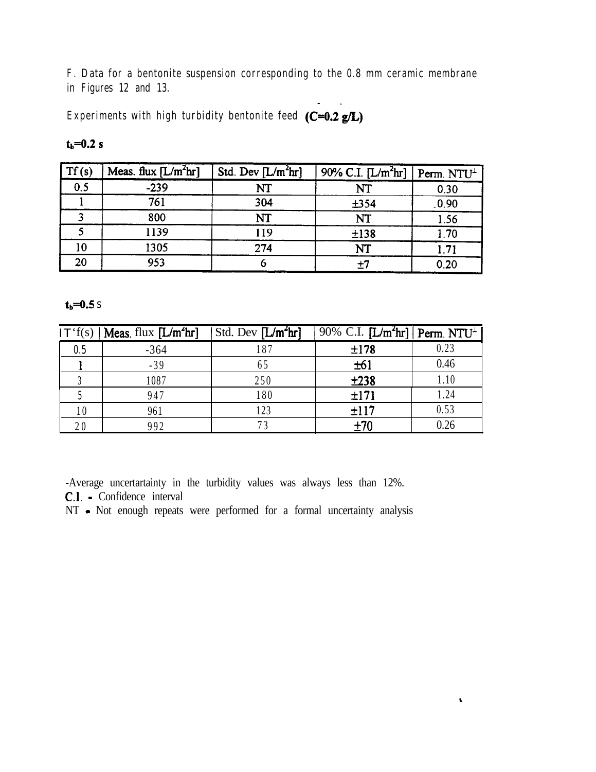F. Data for a bentonite suspension corresponding to the 0.8 mm ceramic membrane in Figures 12 and 13.

Experiments with high turbidity bentonite feed **(C=0.2 g/L)**

**$t_b$=0.2 s**

| Tf (s) | Meas. flux [L/m$^2$hr] | Std. Dev [L/m$^2$hr] | 90% C.I. [L/m$^2$hr] | Perm. NTU$^\perp$ |
|---|---|---|---|---|
| 0.5 | -239 | NT | NT | 0.30 |
| 1 | 761 | 304 | ±354 | 0.90 |
| 3 | 800 | NT | NT | 1.56 |
| 5 | 1139 | 119 | ±138 | 1.70 |
| 10 | 1305 | 274 | NT | 1.71 |
| 20 | 953 | 6 | ±7 | 0.20 |

**$t_b$=0.5 s**

| Tf(s) | Meas. flux [L/m$^2$hr] | Std. Dev [L/m$^2$hr] | 90% C.I. [L/m$^2$hr] | Perm. NTU$^\perp$ |
|---|---|---|---|---|
| 0.5 | -364 | 187 | ±178 | 0.23 |
| 1 | -39 | 65 | ±61 | 0.46 |
| 3 | 1087 | 250 | ±238 | 1.10 |
| 5 | 947 | 180 | ±171 | 1.24 |
| 10 | 961 | 123 | ±117 | 0.53 |
| 20 | 992 | 73 | ±70 | 0.26 |

-Average uncertartainty in the turbidity values was always less than 12%.
C.I. - Confidence interval
NT - Not enough repeats were performed for a formal uncertainty analysis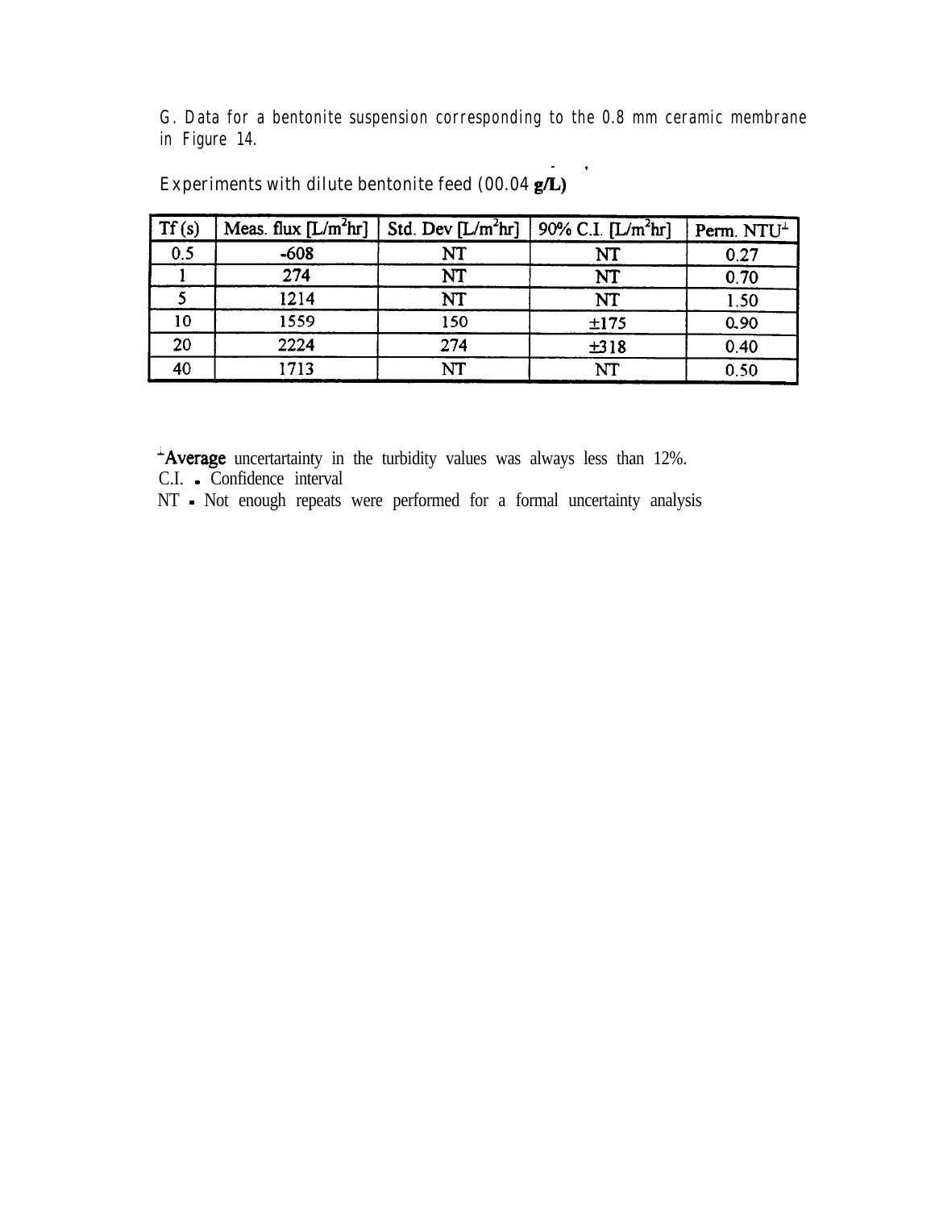G. Data for a bentonite suspension corresponding to the 0.8 mm ceramic membrane in Figure 14.

Experiments with dilute bentonite feed (00.04 **g/L)**

| Tf (s) | Meas. flux [$L/m^2hr$] | Std. Dev [$L/m^2hr$] | 90% C.I. [$L/m^2hr$] | Perm. NTU[⊥] |
|---|---|---|---|---|
| 0.5 | -608 | NT | NT | 0.27 |
| 1 | 274 | NT | NT | 0.70 |
| 5 | 1214 | NT | NT | 1.50 |
| 10 | 1559 | 150 | ±175 | 0.90 |
| 20 | 2224 | 274 | ±318 | 0.40 |
| 40 | 1713 | NT | NT | 0.50 |

[⊥]**Average** uncertartainty in the turbidity values was always less than 12%.

C.I. - Confidence interval

NT - Not enough repeats were performed for a formal uncertainty analysis